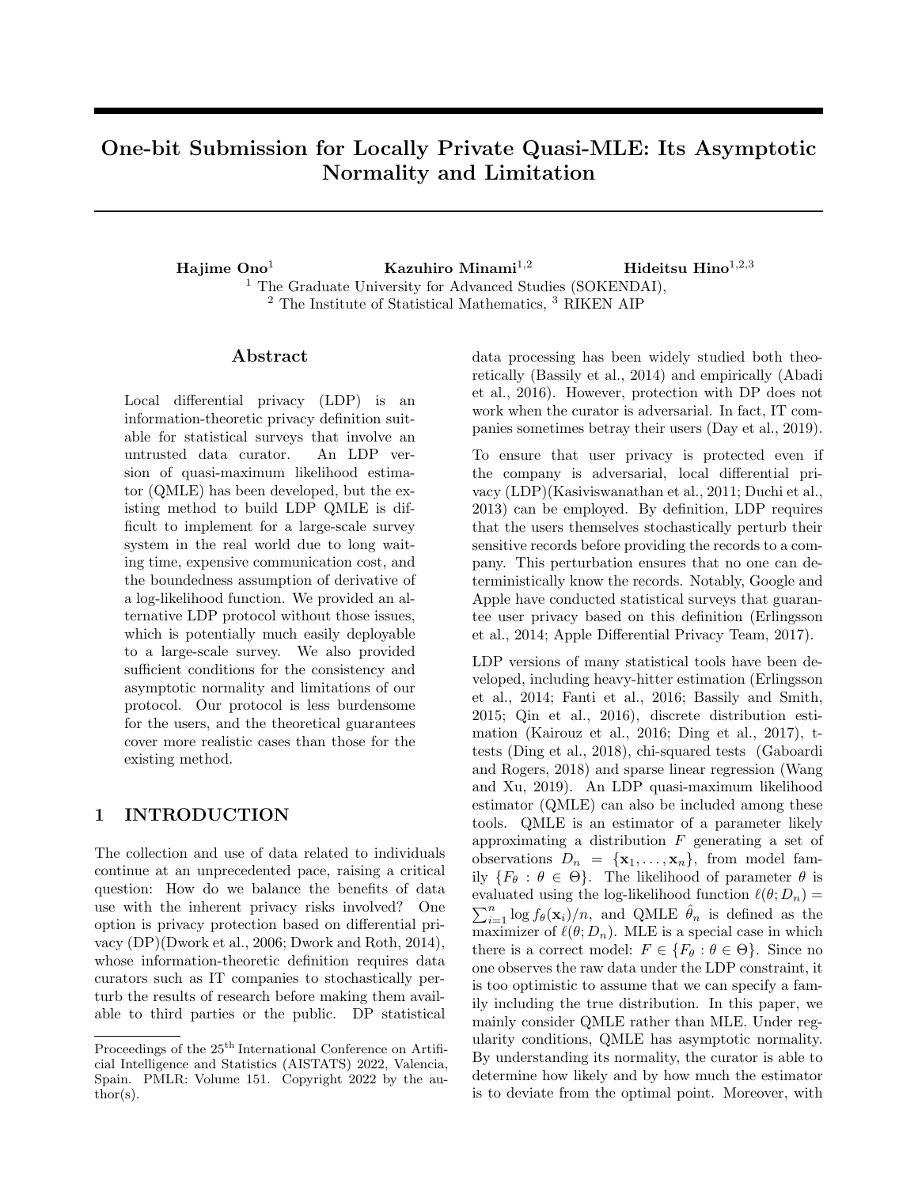# One-bit Submission for Locally Private Quasi-MLE: Its Asymptotic Normality and Limitation

**Hajime Ono**[1] **Kazuhiro Minami**[1,2] **Hideitsu Hino**[1,2,3]

[1] The Graduate University for Advanced Studies (SOKENDAI),
[2] The Institute of Statistical Mathematics, [3] RIKEN AIP

## Abstract

Local differential privacy (LDP) is an information-theoretic privacy definition suitable for statistical surveys that involve an untrusted data curator. An LDP version of quasi-maximum likelihood estimator (QMLE) has been developed, but the existing method to build LDP QMLE is difficult to implement for a large-scale survey system in the real world due to long waiting time, expensive communication cost, and the boundedness assumption of derivative of a log-likelihood function. We provided an alternative LDP protocol without those issues, which is potentially much easily deployable to a large-scale survey. We also provided sufficient conditions for the consistency and asymptotic normality and limitations of our protocol. Our protocol is less burdensome for the users, and the theoretical guarantees cover more realistic cases than those for the existing method.

## 1 INTRODUCTION

The collection and use of data related to individuals continue at an unprecedented pace, raising a critical question: How do we balance the benefits of data use with the inherent privacy risks involved? One option is privacy protection based on differential privacy (DP)(Dwork et al., 2006; Dwork and Roth, 2014), whose information-theoretic definition requires data curators such as IT companies to stochastically perturb the results of research before making them available to third parties or the public. DP statistical data processing has been widely studied both theoretically (Bassily et al., 2014) and empirically (Abadi et al., 2016). However, protection with DP does not work when the curator is adversarial. In fact, IT companies sometimes betray their users (Day et al., 2019).

To ensure that user privacy is protected even if the company is adversarial, local differential privacy (LDP)(Kasiviswanathan et al., 2011; Duchi et al., 2013) can be employed. By definition, LDP requires that the users themselves stochastically perturb their sensitive records before providing the records to a company. This perturbation ensures that no one can deterministically know the records. Notably, Google and Apple have conducted statistical surveys that guarantee user privacy based on this definition (Erlingsson et al., 2014; Apple Differential Privacy Team, 2017).

LDP versions of many statistical tools have been developed, including heavy-hitter estimation (Erlingsson et al., 2014; Fanti et al., 2016; Bassily and Smith, 2015; Qin et al., 2016), discrete distribution estimation (Kairouz et al., 2016; Ding et al., 2017), t-tests (Ding et al., 2018), chi-squared tests (Gaboardi and Rogers, 2018) and sparse linear regression (Wang and Xu, 2019). An LDP quasi-maximum likelihood estimator (QMLE) can also be included among these tools. QMLE is an estimator of a parameter likely approximating a distribution $F$ generating a set of observations $D_n = \{\mathbf{x}_1, \ldots, \mathbf{x}_n\}$, from model family $\{F_\theta : \theta \in \Theta\}$. The likelihood of parameter $\theta$ is evaluated using the log-likelihood function $\ell(\theta; D_n) = \sum_{i=1}^{n} \log f_\theta(\mathbf{x}_i)/n$, and QMLE $\hat{\theta}_n$ is defined as the maximizer of $\ell(\theta; D_n)$. MLE is a special case in which there is a correct model: $F \in \{F_\theta : \theta \in \Theta\}$. Since no one observes the raw data under the LDP constraint, it is too optimistic to assume that we can specify a family including the true distribution. In this paper, we mainly consider QMLE rather than MLE. Under regularity conditions, QMLE has asymptotic normality. By understanding its normality, the curator is able to determine how likely and by how much the estimator is to deviate from the optimal point. Moreover, with

Proceedings of the 25[th] International Conference on Artificial Intelligence and Statistics (AISTATS) 2022, Valencia, Spain. PMLR: Volume 151. Copyright 2022 by the author(s).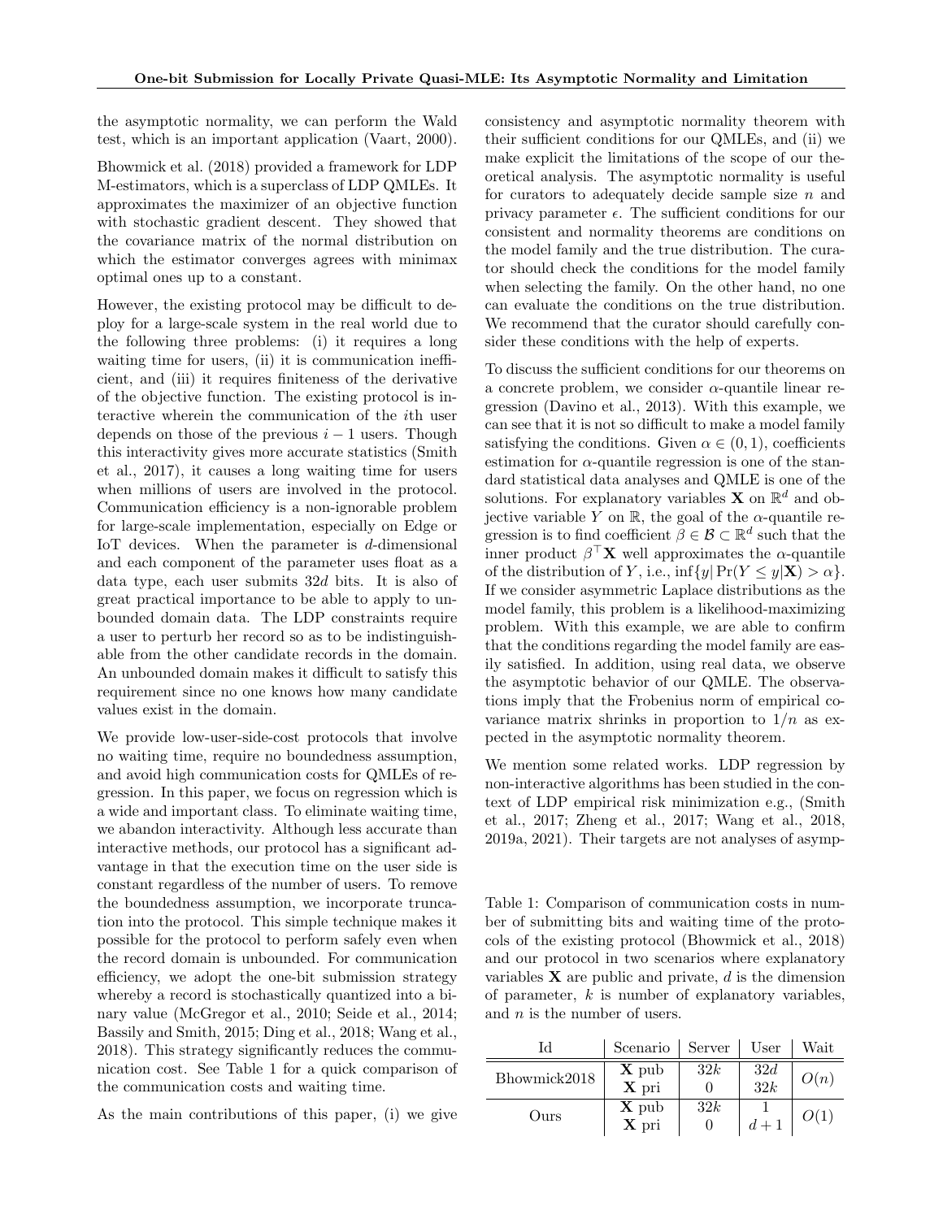the asymptotic normality, we can perform the Wald test, which is an important application (Vaart, 2000).

Bhowmick et al. (2018) provided a framework for LDP M-estimators, which is a superclass of LDP QMLEs. It approximates the maximizer of an objective function with stochastic gradient descent. They showed that the covariance matrix of the normal distribution on which the estimator converges agrees with minimax optimal ones up to a constant.

However, the existing protocol may be difficult to deploy for a large-scale system in the real world due to the following three problems: (i) it requires a long waiting time for users, (ii) it is communication inefficient, and (iii) it requires finiteness of the derivative of the objective function. The existing protocol is interactive wherein the communication of the $i$th user depends on those of the previous $i-1$ users. Though this interactivity gives more accurate statistics (Smith et al., 2017), it causes a long waiting time for users when millions of users are involved in the protocol. Communication efficiency is a non-ignorable problem for large-scale implementation, especially on Edge or IoT devices. When the parameter is $d$-dimensional and each component of the parameter uses float as a data type, each user submits $32d$ bits. It is also of great practical importance to be able to apply to unbounded domain data. The LDP constraints require a user to perturb her record so as to be indistinguishable from the other candidate records in the domain. An unbounded domain makes it difficult to satisfy this requirement since no one knows how many candidate values exist in the domain.

We provide low-user-side-cost protocols that involve no waiting time, require no boundedness assumption, and avoid high communication costs for QMLEs of regression. In this paper, we focus on regression which is a wide and important class. To eliminate waiting time, we abandon interactivity. Although less accurate than interactive methods, our protocol has a significant advantage in that the execution time on the user side is constant regardless of the number of users. To remove the boundedness assumption, we incorporate truncation into the protocol. This simple technique makes it possible for the protocol to perform safely even when the record domain is unbounded. For communication efficiency, we adopt the one-bit submission strategy whereby a record is stochastically quantized into a binary value (McGregor et al., 2010; Seide et al., 2014; Bassily and Smith, 2015; Ding et al., 2018; Wang et al., 2018). This strategy significantly reduces the communication cost. See Table 1 for a quick comparison of the communication costs and waiting time.

As the main contributions of this paper, (i) we give consistency and asymptotic normality theorem with their sufficient conditions for our QMLEs, and (ii) we make explicit the limitations of the scope of our theoretical analysis. The asymptotic normality is useful for curators to adequately decide sample size $n$ and privacy parameter $\epsilon$. The sufficient conditions for our consistent and normality theorems are conditions on the model family and the true distribution. The curator should check the conditions for the model family when selecting the family. On the other hand, no one can evaluate the conditions on the true distribution. We recommend that the curator should carefully consider these conditions with the help of experts.

To discuss the sufficient conditions for our theorems on a concrete problem, we consider $\alpha$-quantile linear regression (Davino et al., 2013). With this example, we can see that it is not so difficult to make a model family satisfying the conditions. Given $\alpha \in (0,1)$, coefficients estimation for $\alpha$-quantile regression is one of the standard statistical data analyses and QMLE is one of the solutions. For explanatory variables $\mathbf{X}$ on $\mathbb{R}^d$ and objective variable $Y$ on $\mathbb{R}$, the goal of the $\alpha$-quantile regression is to find coefficient $\beta \in \mathcal{B} \subset \mathbb{R}^d$ such that the inner product $\beta^\top \mathbf{X}$ well approximates the $\alpha$-quantile of the distribution of $Y$, i.e., $\inf\{y | \Pr(Y \le y|\mathbf{X}) > \alpha\}$. If we consider asymmetric Laplace distributions as the model family, this problem is a likelihood-maximizing problem. With this example, we are able to confirm that the conditions regarding the model family are easily satisfied. In addition, using real data, we observe the asymptotic behavior of our QMLE. The observations imply that the Frobenius norm of empirical covariance matrix shrinks in proportion to $1/n$ as expected in the asymptotic normality theorem.

We mention some related works. LDP regression by non-interactive algorithms has been studied in the context of LDP empirical risk minimization e.g., (Smith et al., 2017; Zheng et al., 2017; Wang et al., 2018, 2019a, 2021). Their targets are not analyses of asymp-

Table 1: Comparison of communication costs in number of submitting bits and waiting time of the protocols of the existing protocol (Bhowmick et al., 2018) and our protocol in two scenarios where explanatory variables $\mathbf{X}$ are public and private, $d$ is the dimension of parameter, $k$ is number of explanatory variables, and $n$ is the number of users.

| Id | Scenario | Server | User | Wait |
|---|---|---|---|---|
| Bhowmick2018 | $\mathbf{X}$ pub | $32k$ | $32d$ | $O(n)$ |
| | $\mathbf{X}$ pri | $0$ | $32k$ | |
| Ours | $\mathbf{X}$ pub | $32k$ | $1$ | $O(1)$ |
| | $\mathbf{X}$ pri | $0$ | $d+1$ | |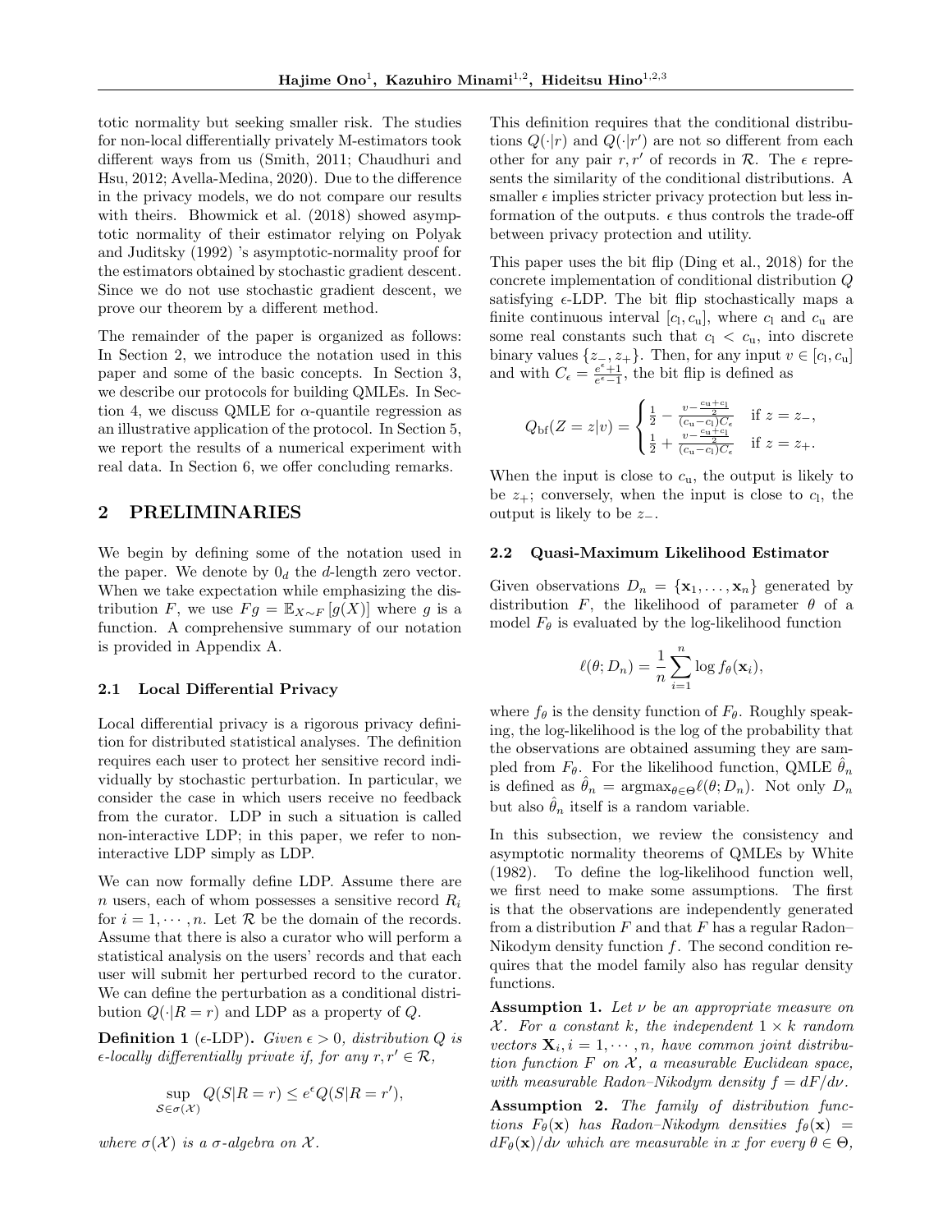totic normality but seeking smaller risk. The studies for non-local differentially privately M-estimators took different ways from us (Smith, 2011; Chaudhuri and Hsu, 2012; Avella-Medina, 2020). Due to the difference in the privacy models, we do not compare our results with theirs. Bhowmick et al. (2018) showed asymptotic normality of their estimator relying on Polyak and Juditsky (1992) 's asymptotic-normality proof for the estimators obtained by stochastic gradient descent. Since we do not use stochastic gradient descent, we prove our theorem by a different method.

The remainder of the paper is organized as follows: In Section 2, we introduce the notation used in this paper and some of the basic concepts. In Section 3, we describe our protocols for building QMLEs. In Section 4, we discuss QMLE for $\alpha$-quantile regression as an illustrative application of the protocol. In Section 5, we report the results of a numerical experiment with real data. In Section 6, we offer concluding remarks.

## 2 PRELIMINARIES

We begin by defining some of the notation used in the paper. We denote by $0_d$ the $d$-length zero vector. When we take expectation while emphasizing the distribution $F$, we use $Fg = \mathbb{E}_{X\sim F}[g(X)]$ where $g$ is a function. A comprehensive summary of our notation is provided in Appendix A.

### 2.1 Local Differential Privacy

Local differential privacy is a rigorous privacy definition for distributed statistical analyses. The definition requires each user to protect her sensitive record individually by stochastic perturbation. In particular, we consider the case in which users receive no feedback from the curator. LDP in such a situation is called non-interactive LDP; in this paper, we refer to non-interactive LDP simply as LDP.

We can now formally define LDP. Assume there are $n$ users, each of whom possesses a sensitive record $R_i$ for $i = 1, \cdots, n$. Let $\mathcal{R}$ be the domain of the records. Assume that there is also a curator who will perform a statistical analysis on the users' records and that each user will submit her perturbed record to the curator. We can define the perturbation as a conditional distribution $Q(\cdot|R = r)$ and LDP as a property of $Q$.

**Definition 1** ($\epsilon$-LDP). *Given $\epsilon > 0$, distribution $Q$ is $\epsilon$-locally differentially private if, for any $r, r' \in \mathcal{R}$,*

$$\sup_{\mathcal{S}\in\sigma(\mathcal{X})} Q(S|R = r) \le e^{\epsilon} Q(S|R = r'),$$

*where $\sigma(\mathcal{X})$ is a $\sigma$-algebra on $\mathcal{X}$.*

This definition requires that the conditional distributions $Q(\cdot|r)$ and $Q(\cdot|r')$ are not so different from each other for any pair $r, r'$ of records in $\mathcal{R}$. The $\epsilon$ represents the similarity of the conditional distributions. A smaller $\epsilon$ implies stricter privacy protection but less information of the outputs. $\epsilon$ thus controls the trade-off between privacy protection and utility.

This paper uses the bit flip (Ding et al., 2018) for the concrete implementation of conditional distribution $Q$ satisfying $\epsilon$-LDP. The bit flip stochastically maps a finite continuous interval $[c_\mathrm{l}, c_\mathrm{u}]$, where $c_\mathrm{l}$ and $c_\mathrm{u}$ are some real constants such that $c_\mathrm{l} < c_\mathrm{u}$, into discrete binary values $\{z_-, z_+\}$. Then, for any input $v \in [c_\mathrm{l}, c_\mathrm{u}]$ and with $C_\epsilon = \frac{e^\epsilon+1}{e^\epsilon-1}$, the bit flip is defined as

$$Q_\mathrm{bf}(Z = z|v) = \begin{cases} \frac{1}{2} - \frac{v - \frac{c_\mathrm{u}+c_\mathrm{l}}{2}}{(c_\mathrm{u}-c_\mathrm{l})C_\epsilon} & \text{if } z = z_-, \\ \frac{1}{2} + \frac{v - \frac{c_\mathrm{u}+c_\mathrm{l}}{2}}{(c_\mathrm{u}-c_\mathrm{l})C_\epsilon} & \text{if } z = z_+. \end{cases}$$

When the input is close to $c_\mathrm{u}$, the output is likely to be $z_+$; conversely, when the input is close to $c_\mathrm{l}$, the output is likely to be $z_-$.

### 2.2 Quasi-Maximum Likelihood Estimator

Given observations $D_n = \{\mathbf{x}_1, \ldots, \mathbf{x}_n\}$ generated by distribution $F$, the likelihood of parameter $\theta$ of a model $F_\theta$ is evaluated by the log-likelihood function

$$\ell(\theta; D_n) = \frac{1}{n}\sum_{i=1}^{n} \log f_\theta(\mathbf{x}_i),$$

where $f_\theta$ is the density function of $F_\theta$. Roughly speaking, the log-likelihood is the log of the probability that the observations are obtained assuming they are sampled from $F_\theta$. For the likelihood function, QMLE $\hat{\theta}_n$ is defined as $\hat{\theta}_n = \mathrm{argmax}_{\theta\in\Theta}\ell(\theta; D_n)$. Not only $D_n$ but also $\hat{\theta}_n$ itself is a random variable.

In this subsection, we review the consistency and asymptotic normality theorems of QMLEs by White (1982). To define the log-likelihood function well, we first need to make some assumptions. The first is that the observations are independently generated from a distribution $F$ and that $F$ has a regular Radon–Nikodym density function $f$. The second condition requires that the model family also has regular density functions.

**Assumption 1.** *Let $\nu$ be an appropriate measure on $\mathcal{X}$. For a constant $k$, the independent $1 \times k$ random vectors $\mathbf{X}_i, i = 1, \cdots, n$, have common joint distribution function $F$ on $\mathcal{X}$, a measurable Euclidean space, with measurable Radon–Nikodym density $f = dF/d\nu$.*

**Assumption 2.** *The family of distribution functions $F_\theta(\mathbf{x})$ has Radon–Nikodym densities $f_\theta(\mathbf{x}) = dF_\theta(\mathbf{x})/d\nu$ which are measurable in $x$ for every $\theta \in \Theta$,*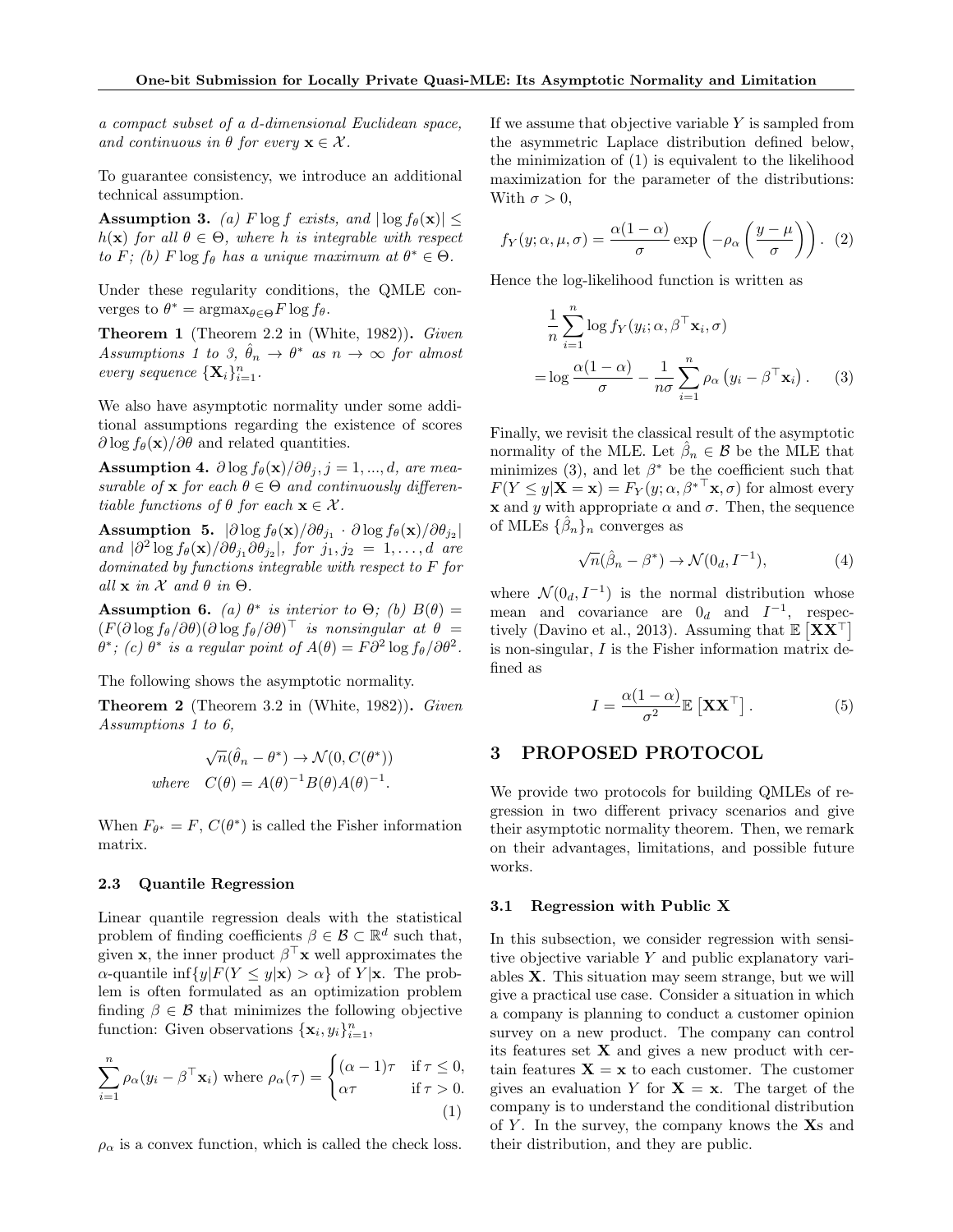*a compact subset of a d-dimensional Euclidean space, and continuous in $\theta$ for every $\mathbf{x} \in \mathcal{X}$.*

To guarantee consistency, we introduce an additional technical assumption.

**Assumption 3.** *(a) $F \log f$ exists, and $|\log f_\theta(\mathbf{x})| \leq h(\mathbf{x})$ for all $\theta \in \Theta$, where $h$ is integrable with respect to $F$; (b) $F \log f_\theta$ has a unique maximum at $\theta^* \in \Theta$.*

Under these regularity conditions, the QMLE converges to $\theta^* = \mathrm{argmax}_{\theta \in \Theta} F \log f_\theta$.

**Theorem 1** (Theorem 2.2 in (White, 1982))**.** *Given Assumptions 1 to 3, $\hat{\theta}_n \to \theta^*$ as $n \to \infty$ for almost every sequence $\{\mathbf{X}_i\}_{i=1}^n$.*

We also have asymptotic normality under some additional assumptions regarding the existence of scores $\partial \log f_\theta(\mathbf{x})/\partial\theta$ and related quantities.

**Assumption 4.** *$\partial \log f_\theta(\mathbf{x})/\partial\theta_j, j = 1, ..., d$, are measurable of $\mathbf{x}$ for each $\theta \in \Theta$ and continuously differentiable functions of $\theta$ for each $\mathbf{x} \in \mathcal{X}$.*

**Assumption 5.** *$|\partial \log f_\theta(\mathbf{x})/\partial\theta_{j_1} \cdot \partial \log f_\theta(\mathbf{x})/\partial\theta_{j_2}|$ and $|\partial^2 \log f_\theta(\mathbf{x})/\partial\theta_{j_1}\partial\theta_{j_2}|$, for $j_1, j_2 = 1, \ldots, d$ are dominated by functions integrable with respect to $F$ for all $\mathbf{x}$ in $\mathcal{X}$ and $\theta$ in $\Theta$.*

**Assumption 6.** *(a) $\theta^*$ is interior to $\Theta$; (b) $B(\theta) = (F(\partial \log f_\theta/\partial\theta)(\partial \log f_\theta/\partial\theta)^\top$ is nonsingular at $\theta = \theta^*$; (c) $\theta^*$ is a regular point of $A(\theta) = F\partial^2 \log f_\theta/\partial\theta^2$.*

The following shows the asymptotic normality.

**Theorem 2** (Theorem 3.2 in (White, 1982))**.** *Given Assumptions 1 to 6,*

$$\sqrt{n}(\hat{\theta}_n - \theta^*) \to \mathcal{N}(0, C(\theta^*))$$
$$\text{where} \quad C(\theta) = A(\theta)^{-1}B(\theta)A(\theta)^{-1}.$$

When $F_{\theta^*} = F$, $C(\theta^*)$ is called the Fisher information matrix.

### 2.3 Quantile Regression

Linear quantile regression deals with the statistical problem of finding coefficients $\beta \in \mathcal{B} \subset \mathbb{R}^d$ such that, given $\mathbf{x}$, the inner product $\beta^\top \mathbf{x}$ well approximates the $\alpha$-quantile $\inf\{y | F(Y \leq y|\mathbf{x}) > \alpha\}$ of $Y|\mathbf{x}$. The problem is often formulated as an optimization problem finding $\beta \in \mathcal{B}$ that minimizes the following objective function: Given observations $\{\mathbf{x}_i, y_i\}_{i=1}^n$,

$$\sum_{i=1}^n \rho_\alpha(y_i - \beta^\top \mathbf{x}_i) \text{ where } \rho_\alpha(\tau) = \begin{cases} (\alpha - 1)\tau & \text{if } \tau \leq 0, \\ \alpha\tau & \text{if } \tau > 0. \end{cases} \tag{1}$$

$\rho_\alpha$ is a convex function, which is called the check loss.

If we assume that objective variable $Y$ is sampled from the asymmetric Laplace distribution defined below, the minimization of (1) is equivalent to the likelihood maximization for the parameter of the distributions: With $\sigma > 0$,

$$f_Y(y; \alpha, \mu, \sigma) = \frac{\alpha(1-\alpha)}{\sigma} \exp\left(-\rho_\alpha\left(\frac{y - \mu}{\sigma}\right)\right). \tag{2}$$

Hence the log-likelihood function is written as

$$\begin{aligned} &\frac{1}{n}\sum_{i=1}^n \log f_Y(y_i; \alpha, \beta^\top \mathbf{x}_i, \sigma) \\ =& \log\frac{\alpha(1-\alpha)}{\sigma} - \frac{1}{n\sigma}\sum_{i=1}^n \rho_\alpha\left(y_i - \beta^\top \mathbf{x}_i\right). \end{aligned} \tag{3}$$

Finally, we revisit the classical result of the asymptotic normality of the MLE. Let $\hat{\beta}_n \in \mathcal{B}$ be the MLE that minimizes (3), and let $\beta^*$ be the coefficient such that $F(Y \leq y|\mathbf{X} = \mathbf{x}) = F_Y(y; \alpha, \beta^{*\top}\mathbf{x}, \sigma)$ for almost every $\mathbf{x}$ and $y$ with appropriate $\alpha$ and $\sigma$. Then, the sequence of MLEs $\{\hat{\beta}_n\}_n$ converges as

$$\sqrt{n}(\hat{\beta}_n - \beta^*) \to \mathcal{N}(0_d, I^{-1}), \tag{4}$$

where $\mathcal{N}(0_d, I^{-1})$ is the normal distribution whose mean and covariance are $0_d$ and $I^{-1}$, respectively (Davino et al., 2013). Assuming that $\mathbb{E}\left[\mathbf{X}\mathbf{X}^\top\right]$ is non-singular, $I$ is the Fisher information matrix defined as

$$I = \frac{\alpha(1-\alpha)}{\sigma^2}\mathbb{E}\left[\mathbf{X}\mathbf{X}^\top\right]. \tag{5}$$

## 3 PROPOSED PROTOCOL

We provide two protocols for building QMLEs of regression in two different privacy scenarios and give their asymptotic normality theorem. Then, we remark on their advantages, limitations, and possible future works.

### 3.1 Regression with Public X

In this subsection, we consider regression with sensitive objective variable $Y$ and public explanatory variables $\mathbf{X}$. This situation may seem strange, but we will give a practical use case. Consider a situation in which a company is planning to conduct a customer opinion survey on a new product. The company can control its features set $\mathbf{X}$ and gives a new product with certain features $\mathbf{X} = \mathbf{x}$ to each customer. The customer gives an evaluation $Y$ for $\mathbf{X} = \mathbf{x}$. The target of the company is to understand the conditional distribution of $Y$. In the survey, the company knows the $\mathbf{X}$s and their distribution, and they are public.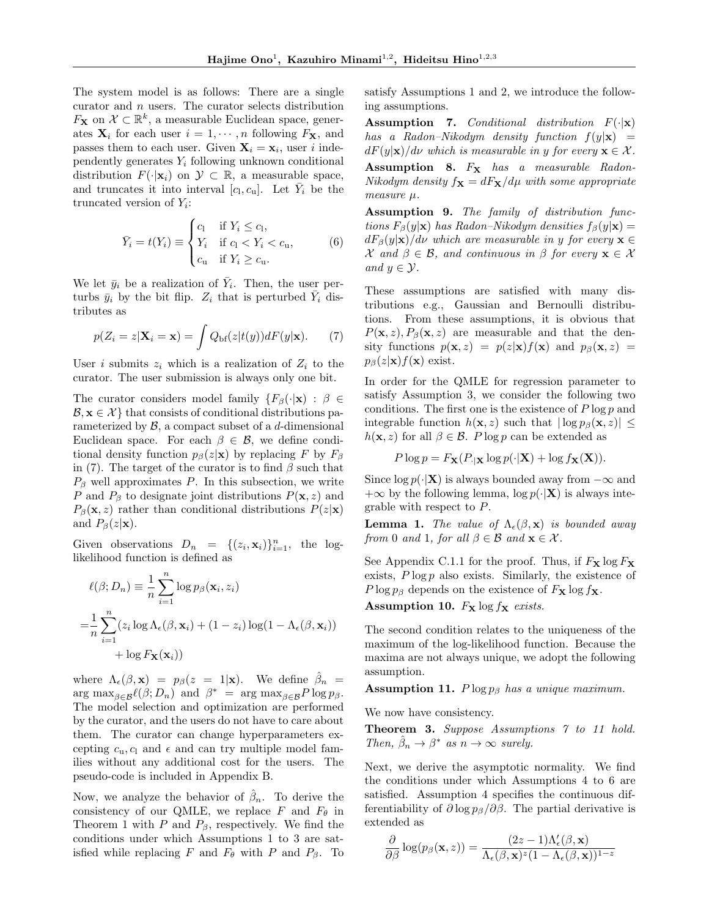The system model is as follows: There are a single curator and $n$ users. The curator selects distribution $F_{\mathbf{X}}$ on $\mathcal{X} \subset \mathbb{R}^k$, a measurable Euclidean space, generates $\mathbf{X}_i$ for each user $i = 1, \cdots, n$ following $F_{\mathbf{X}}$, and passes them to each user. Given $\mathbf{X}_i = \mathbf{x}_i$, user $i$ independently generates $Y_i$ following unknown conditional distribution $F(\cdot|\mathbf{x}_i)$ on $\mathcal{Y} \subset \mathbb{R}$, a measurable space, and truncates it into interval $[c_{\mathrm{l}}, c_{\mathrm{u}}]$. Let $\bar{Y}_i$ be the truncated version of $Y_i$:

$$\bar{Y}_i = t(Y_i) \equiv \begin{cases} c_{\mathrm{l}} & \text{if } Y_i \leq c_{\mathrm{l}}, \\ Y_i & \text{if } c_{\mathrm{l}} < Y_i < c_{\mathrm{u}}, \\ c_{\mathrm{u}} & \text{if } Y_i \geq c_{\mathrm{u}}. \end{cases} \tag{6}$$

We let $\bar{y}_i$ be a realization of $\bar{Y}_i$. Then, the user perturbs $\bar{y}_i$ by the bit flip. $Z_i$ that is perturbed $\bar{Y}_i$ distributes as

$$p(Z_i = z|\mathbf{X}_i = \mathbf{x}) = \int Q_{\mathrm{bf}}(z|t(y))dF(y|\mathbf{x}). \tag{7}$$

User $i$ submits $z_i$ which is a realization of $Z_i$ to the curator. The user submission is always only one bit.

The curator considers model family $\{F_\beta(\cdot|\mathbf{x}) : \beta \in \mathcal{B}, \mathbf{x} \in \mathcal{X}\}$ that consists of conditional distributions parameterized by $\mathcal{B}$, a compact subset of a $d$-dimensional Euclidean space. For each $\beta \in \mathcal{B}$, we define conditional density function $p_\beta(z|\mathbf{x})$ by replacing $F$ by $F_\beta$ in (7). The target of the curator is to find $\beta$ such that $P_\beta$ well approximates $P$. In this subsection, we write $P$ and $P_\beta$ to designate joint distributions $P(\mathbf{x}, z)$ and $P_\beta(\mathbf{x}, z)$ rather than conditional distributions $P(z|\mathbf{x})$ and $P_\beta(z|\mathbf{x})$.

Given observations $D_n = \{(z_i, \mathbf{x}_i)\}_{i=1}^n$, the log-likelihood function is defined as

$$\begin{aligned} \ell(\beta; D_n) &\equiv \frac{1}{n}\sum_{i=1}^n \log p_\beta(\mathbf{x}_i, z_i) \\ =&\frac{1}{n}\sum_{i=1}^n (z_i \log \Lambda_\epsilon(\beta, \mathbf{x}_i) + (1 - z_i)\log(1 - \Lambda_\epsilon(\beta, \mathbf{x}_i)) \\ &+ \log F_{\mathbf{X}}(\mathbf{x}_i)) \end{aligned}$$

where $\Lambda_\epsilon(\beta, \mathbf{x}) = p_\beta(z = 1|\mathbf{x})$. We define $\hat{\beta}_n = \arg\max_{\beta\in\mathcal{B}} \ell(\beta; D_n)$ and $\beta^* = \arg\max_{\beta\in\mathcal{B}} P \log p_\beta$. The model selection and optimization are performed by the curator, and the users do not have to care about them. The curator can change hyperparameters excepting $c_{\mathrm{u}}, c_{\mathrm{l}}$ and $\epsilon$ and can try multiple model families without any additional cost for the users. The pseudo-code is included in Appendix B.

Now, we analyze the behavior of $\hat{\beta}_n$. To derive the consistency of our QMLE, we replace $F$ and $F_\theta$ in Theorem 1 with $P$ and $P_\beta$, respectively. We find the conditions under which Assumptions 1 to 3 are satisfied while replacing $F$ and $F_\theta$ with $P$ and $P_\beta$. To satisfy Assumptions 1 and 2, we introduce the following assumptions.

**Assumption 7.** *Conditional distribution $F(\cdot|\mathbf{x})$ has a Radon–Nikodym density function $f(y|\mathbf{x}) = dF(y|\mathbf{x})/d\nu$ which is measurable in $y$ for every $\mathbf{x} \in \mathcal{X}$.*

**Assumption 8.** *$F_{\mathbf{X}}$ has a measurable Radon-Nikodym density $f_{\mathbf{X}} = dF_{\mathbf{X}}/d\mu$ with some appropriate measure $\mu$.*

**Assumption 9.** *The family of distribution functions $F_\beta(y|\mathbf{x})$ has Radon–Nikodym densities $f_\beta(y|\mathbf{x}) = dF_\beta(y|\mathbf{x})/d\nu$ which are measurable in $y$ for every $\mathbf{x} \in \mathcal{X}$ and $\beta \in \mathcal{B}$, and continuous in $\beta$ for every $\mathbf{x} \in \mathcal{X}$ and $y \in \mathcal{Y}$.*

These assumptions are satisfied with many distributions e.g., Gaussian and Bernoulli distributions. From these assumptions, it is obvious that $P(\mathbf{x}, z), P_\beta(\mathbf{x}, z)$ are measurable and that the density functions $p(\mathbf{x}, z) = p(z|\mathbf{x})f(\mathbf{x})$ and $p_\beta(\mathbf{x}, z) = p_\beta(z|\mathbf{x})f(\mathbf{x})$ exist.

In order for the QMLE for regression parameter to satisfy Assumption 3, we consider the following two conditions. The first one is the existence of $P \log p$ and integrable function $h(\mathbf{x}, z)$ such that $|\log p_\beta(\mathbf{x}, z)| \leq h(\mathbf{x}, z)$ for all $\beta \in \mathcal{B}$. $P \log p$ can be extended as

$$P \log p = F_{\mathbf{X}}(P_{\cdot|\mathbf{X}} \log p(\cdot|\mathbf{X}) + \log f_{\mathbf{X}}(\mathbf{X})).$$

Since $\log p(\cdot|\mathbf{X})$ is always bounded away from $-\infty$ and $+\infty$ by the following lemma, $\log p(\cdot|\mathbf{X})$ is always integrable with respect to $P$.

**Lemma 1.** *The value of $\Lambda_\epsilon(\beta, \mathbf{x})$ is bounded away from 0 and 1, for all $\beta \in \mathcal{B}$ and $\mathbf{x} \in \mathcal{X}$.*

See Appendix C.1.1 for the proof. Thus, if $F_{\mathbf{X}} \log F_{\mathbf{X}}$ exists, $P \log p$ also exists. Similarly, the existence of $P \log p_\beta$ depends on the existence of $F_{\mathbf{X}} \log f_{\mathbf{X}}$.

**Assumption 10.** *$F_{\mathbf{X}} \log f_{\mathbf{X}}$ exists.*

The second condition relates to the uniqueness of the maximum of the log-likelihood function. Because the maxima are not always unique, we adopt the following assumption.

**Assumption 11.** *$P \log p_\beta$ has a unique maximum.*

We now have consistency.

**Theorem 3.** *Suppose Assumptions 7 to 11 hold. Then, $\hat{\beta}_n \to \beta^*$ as $n \to \infty$ surely.*

Next, we derive the asymptotic normality. We find the conditions under which Assumptions 4 to 6 are satisfied. Assumption 4 specifies the continuous differentiability of $\partial \log p_\beta/\partial\beta$. The partial derivative is extended as

$$\frac{\partial}{\partial\beta}\log(p_\beta(\mathbf{x}, z)) = \frac{(2z-1)\Lambda'_\epsilon(\beta, \mathbf{x})}{\Lambda_\epsilon(\beta, \mathbf{x})^z(1 - \Lambda_\epsilon(\beta, \mathbf{x}))^{1-z}}$$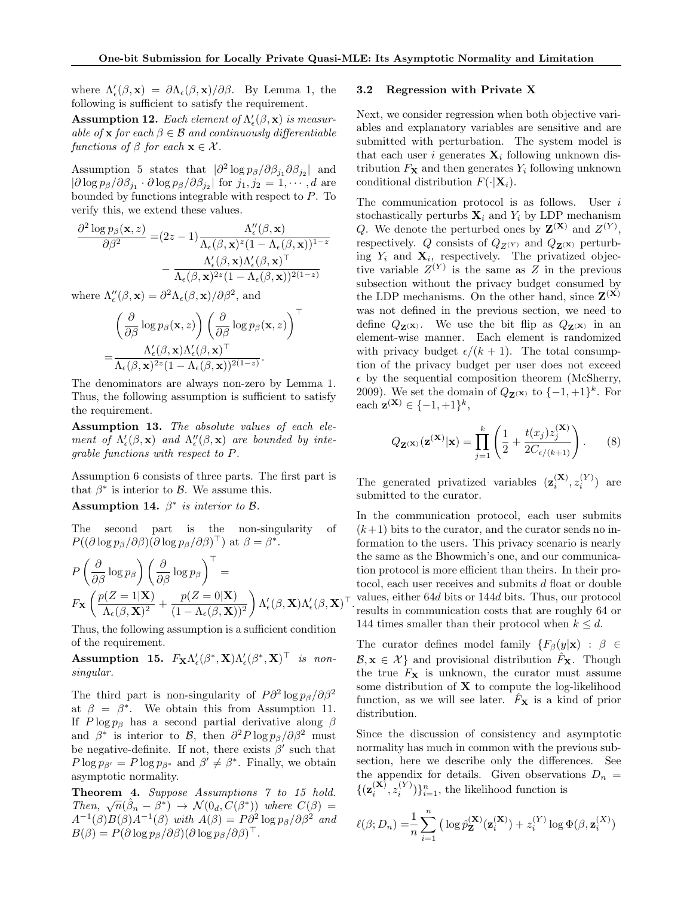where $\Lambda'_\epsilon(\beta, \mathbf{x}) = \partial\Lambda_\epsilon(\beta, \mathbf{x})/\partial\beta$. By Lemma 1, the following is sufficient to satisfy the requirement.

**Assumption 12.** *Each element of $\Lambda'_\epsilon(\beta, \mathbf{x})$ is measurable of $\mathbf{x}$ for each $\beta \in \mathcal{B}$ and continuously differentiable functions of $\beta$ for each $\mathbf{x} \in \mathcal{X}$.*

Assumption 5 states that $|\partial^2 \log p_\beta/\partial\beta_{j_1}\partial\beta_{j_2}|$ and $|\partial \log p_\beta/\partial\beta_{j_1} \cdot \partial \log p_\beta/\partial\beta_{j_2}|$ for $j_1, j_2 = 1, \cdots, d$ are bounded by functions integrable with respect to $P$. To verify this, we extend these values.

$$
\begin{aligned}
\frac{\partial^2 \log p_\beta(\mathbf{x}, z)}{\partial\beta^2} =& (2z-1)\frac{\Lambda''_\epsilon(\beta, \mathbf{x})}{\Lambda_\epsilon(\beta, \mathbf{x})^z(1-\Lambda_\epsilon(\beta, \mathbf{x}))^{1-z}} \\
&- \frac{\Lambda'_\epsilon(\beta, \mathbf{x})\Lambda'_\epsilon(\beta, \mathbf{x})^\top}{\Lambda_\epsilon(\beta, \mathbf{x})^{2z}(1-\Lambda_\epsilon(\beta, \mathbf{x}))^{2(1-z)}}
\end{aligned}
$$

where $\Lambda''_\epsilon(\beta, \mathbf{x}) = \partial^2\Lambda_\epsilon(\beta, \mathbf{x})/\partial\beta^2$, and

$$
\begin{aligned}
&\left(\frac{\partial}{\partial\beta}\log p_\beta(\mathbf{x}, z)\right)\left(\frac{\partial}{\partial\beta}\log p_\beta(\mathbf{x}, z)\right)^\top \\
=& \frac{\Lambda'_\epsilon(\beta, \mathbf{x})\Lambda'_\epsilon(\beta, \mathbf{x})^\top}{\Lambda_\epsilon(\beta, \mathbf{x})^{2z}(1-\Lambda_\epsilon(\beta, \mathbf{x}))^{2(1-z)}}.
\end{aligned}
$$

The denominators are always non-zero by Lemma 1. Thus, the following assumption is sufficient to satisfy the requirement.

**Assumption 13.** *The absolute values of each element of $\Lambda'_\epsilon(\beta, \mathbf{x})$ and $\Lambda''_\epsilon(\beta, \mathbf{x})$ are bounded by integrable functions with respect to $P$.*

Assumption 6 consists of three parts. The first part is that $\beta^*$ is interior to $\mathcal{B}$. We assume this.

**Assumption 14.** *$\beta^*$ is interior to $\mathcal{B}$.*

The second part is the non-singularity of $P((\partial \log p_\beta/\partial\beta)(\partial \log p_\beta/\partial\beta)^\top)$ at $\beta = \beta^*$.

$$
\begin{aligned}
&P\left(\frac{\partial}{\partial\beta}\log p_\beta\right)\left(\frac{\partial}{\partial\beta}\log p_\beta\right)^\top = \\
&F_\mathbf{X}\left(\frac{p(Z=1|\mathbf{X})}{\Lambda_\epsilon(\beta, \mathbf{X})^2} + \frac{p(Z=0|\mathbf{X})}{(1-\Lambda_\epsilon(\beta, \mathbf{X}))^2}\right)\Lambda'_\epsilon(\beta, \mathbf{X})\Lambda'_\epsilon(\beta, \mathbf{X})^\top.
\end{aligned}
$$

Thus, the following assumption is a sufficient condition of the requirement.

**Assumption 15.** *$F_\mathbf{X}\Lambda'_\epsilon(\beta^*, \mathbf{X})\Lambda'_\epsilon(\beta^*, \mathbf{X})^\top$ is non-singular.*

The third part is non-singularity of $P\partial^2 \log p_\beta/\partial\beta^2$ at $\beta = \beta^*$. We obtain this from Assumption 11. If $P \log p_\beta$ has a second partial derivative along $\beta$ and $\beta^*$ is interior to $\mathcal{B}$, then $\partial^2 P \log p_\beta/\partial\beta^2$ must be negative-definite. If not, there exists $\beta'$ such that $P \log p_{\beta'} = P \log p_{\beta^*}$ and $\beta' \neq \beta^*$. Finally, we obtain asymptotic normality.

**Theorem 4.** *Suppose Assumptions 7 to 15 hold. Then, $\sqrt{n}(\hat{\beta}_n - \beta^*) \to \mathcal{N}(0_d, C(\beta^*))$ where $C(\beta) = A^{-1}(\beta)B(\beta)A^{-1}(\beta)$ with $A(\beta) = P\partial^2 \log p_\beta/\partial\beta^2$ and $B(\beta) = P(\partial \log p_\beta/\partial\beta)(\partial \log p_\beta/\partial\beta)^\top$.*

### 3.2 Regression with Private X

Next, we consider regression when both objective variables and explanatory variables are sensitive and are submitted with perturbation. The system model is that each user $i$ generates $\mathbf{X}_i$ following unknown distribution $F_\mathbf{X}$ and then generates $Y_i$ following unknown conditional distribution $F(\cdot|\mathbf{X}_i)$.

The communication protocol is as follows. User $i$ stochastically perturbs $\mathbf{X}_i$ and $Y_i$ by LDP mechanism $Q$. We denote the perturbed ones by $\mathbf{Z}^{(\mathbf{X})}$ and $Z^{(Y)}$, respectively. $Q$ consists of $Q_{Z^{(Y)}}$ and $Q_{\mathbf{Z}^{(\mathbf{X})}}$ perturbing $Y_i$ and $\mathbf{X}_i$, respectively. The privatized objective variable $Z^{(Y)}$ is the same as $Z$ in the previous subsection without the privacy budget consumed by the LDP mechanisms. On the other hand, since $\mathbf{Z}^{(\mathbf{X})}$ was not defined in the previous section, we need to define $Q_{\mathbf{Z}^{(\mathbf{X})}}$. We use the bit flip as $Q_{\mathbf{Z}^{(\mathbf{X})}}$ in an element-wise manner. Each element is randomized with privacy budget $\epsilon/(k+1)$. The total consumption of the privacy budget per user does not exceed $\epsilon$ by the sequential composition theorem (McSherry, 2009). We set the domain of $Q_{\mathbf{Z}^{(\mathbf{X})}}$ to $\{-1, +1\}^k$. For each $\mathbf{z}^{(\mathbf{X})} \in \{-1, +1\}^k$,

$$
Q_{\mathbf{Z}^{(\mathbf{X})}}(\mathbf{z}^{(\mathbf{X})}|\mathbf{x}) = \prod_{j=1}^k \left(\frac{1}{2} + \frac{t(x_j)z_j^{(\mathbf{X})}}{2C_{\epsilon/(k+1)}}\right). \tag{8}
$$

The generated privatized variables $(\mathbf{z}_i^{(\mathbf{X})}, z_i^{(Y)})$ are submitted to the curator.

In the communication protocol, each user submits $(k+1)$ bits to the curator, and the curator sends no information to the users. This privacy scenario is nearly the same as the Bhowmich's one, and our communication protocol is more efficient than theirs. In their protocol, each user receives and submits $d$ float or double values, either $64d$ bits or $144d$ bits. Thus, our protocol results in communication costs that are roughly 64 or 144 times smaller than their protocol when $k \leq d$.

The curator defines model family $\{F_\beta(y|\mathbf{x}) : \beta \in \mathcal{B}, \mathbf{x} \in \mathcal{X}\}$ and provisional distribution $\hat{F}_\mathbf{X}$. Though the true $F_\mathbf{X}$ is unknown, the curator must assume some distribution of $\mathbf{X}$ to compute the log-likelihood function, as we will see later. $\hat{F}_\mathbf{X}$ is a kind of prior distribution.

Since the discussion of consistency and asymptotic normality has much in common with the previous subsection, here we describe only the differences. See the appendix for details. Given observations $D_n = \{(\mathbf{z}_i^{(\mathbf{X})}, z_i^{(Y)})\}_{i=1}^n$, the likelihood function is

$$
\ell(\beta; D_n) = \frac{1}{n}\sum_{i=1}^n \left(\log \hat{p}_\mathbf{Z}^{(\mathbf{X})}(\mathbf{z}_i^{(\mathbf{X})}) + z_i^{(Y)} \log \Phi(\beta, \mathbf{z}_i^{(X)})\right)
$$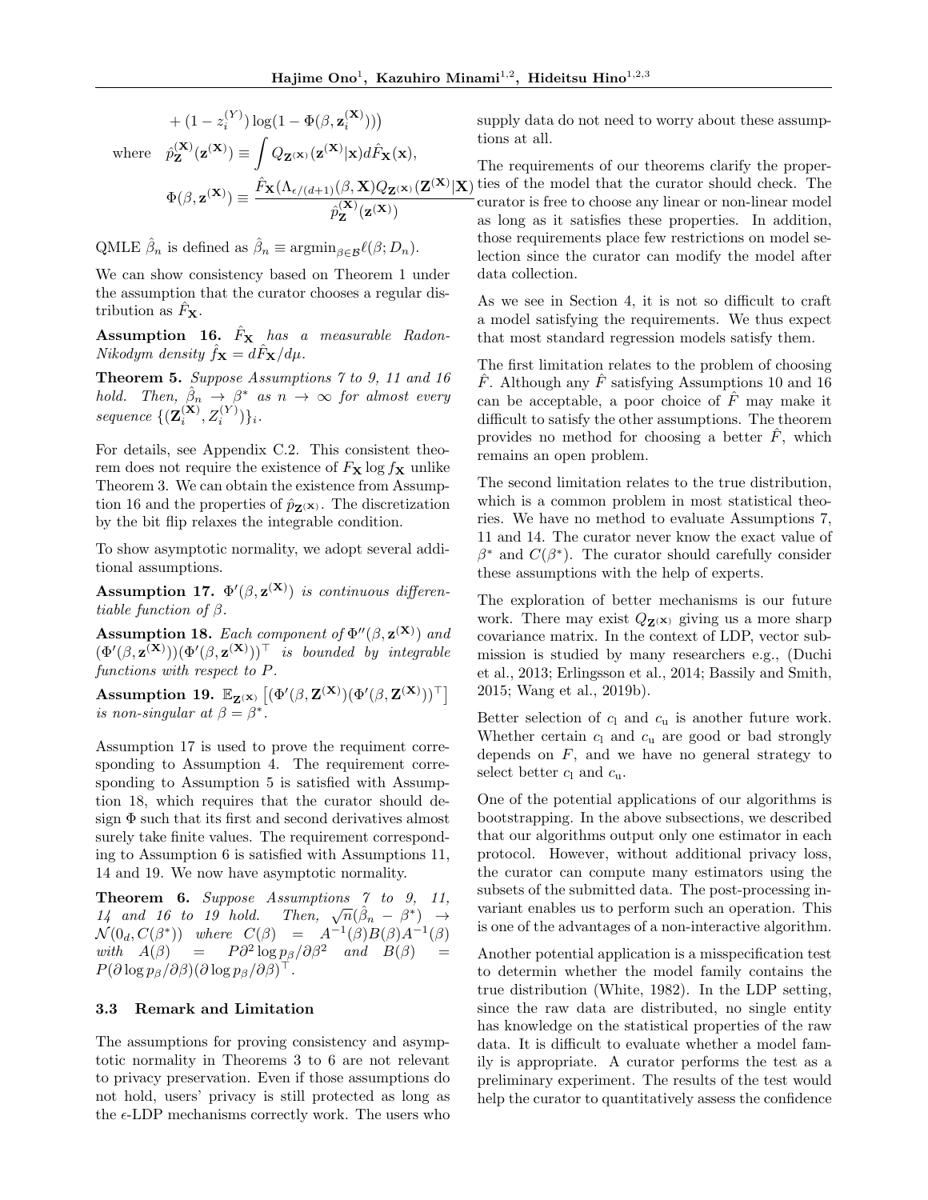$$+ (1 - z_i^{(Y)}) \log(1 - \Phi(\beta, \mathbf{z}_i^{(\mathbf{X})}))\Big)$$

$$\text{where} \quad \hat{p}_{\mathbf{Z}}^{(\mathbf{X})}(\mathbf{z}^{(\mathbf{X})}) \equiv \int Q_{\mathbf{Z}^{(\mathbf{X})}}(\mathbf{z}^{(\mathbf{X})}|\mathbf{x}) d\hat{F}_{\mathbf{X}}(\mathbf{x}),$$

$$\Phi(\beta, \mathbf{z}^{(\mathbf{X})}) \equiv \frac{\hat{F}_{\mathbf{X}}(\Lambda_{\epsilon/(d+1)}(\beta, \mathbf{X}) Q_{\mathbf{Z}^{(\mathbf{X})}}(\mathbf{Z}^{(\mathbf{X})}|\mathbf{X})}{\hat{p}_{\mathbf{Z}}^{(\mathbf{X})}(\mathbf{z}^{(\mathbf{X})})}$$

QMLE $\hat{\beta}_n$ is defined as $\hat{\beta}_n \equiv \operatorname{argmin}_{\beta \in \mathcal{B}} \ell(\beta; D_n)$.

We can show consistency based on Theorem 1 under the assumption that the curator chooses a regular distribution as $\hat{F}_{\mathbf{X}}$.

**Assumption 16.** *$\hat{F}_{\mathbf{X}}$ has a measurable Radon-Nikodym density $\hat{f}_{\mathbf{X}} = d\hat{F}_{\mathbf{X}}/d\mu$.*

**Theorem 5.** *Suppose Assumptions 7 to 9, 11 and 16 hold. Then, $\hat{\beta}_n \to \beta^*$ as $n \to \infty$ for almost every sequence $\{(\mathbf{Z}_i^{(\mathbf{X})}, Z_i^{(Y)})\}_i$.*

For details, see Appendix C.2. This consistent theorem does not require the existence of $F_{\mathbf{X}} \log f_{\mathbf{X}}$ unlike Theorem 3. We can obtain the existence from Assumption 16 and the properties of $\hat{p}_{\mathbf{Z}^{(\mathbf{X})}}$. The discretization by the bit flip relaxes the integrable condition.

To show asymptotic normality, we adopt several additional assumptions.

**Assumption 17.** *$\Phi'(\beta, \mathbf{z}^{(\mathbf{X})})$ is continuous differentiable function of $\beta$.*

**Assumption 18.** *Each component of $\Phi''(\beta, \mathbf{z}^{(\mathbf{X})})$ and $(\Phi'(\beta, \mathbf{z}^{(\mathbf{X})}))(\Phi'(\beta, \mathbf{z}^{(\mathbf{X})}))^\top$ is bounded by integrable functions with respect to $P$.*

**Assumption 19.** *$\mathbb{E}_{\mathbf{Z}^{(\mathbf{X})}}\left[(\Phi'(\beta, \mathbf{Z}^{(\mathbf{X})})(\Phi'(\beta, \mathbf{Z}^{(\mathbf{X})}))^\top\right]$ is non-singular at $\beta = \beta^*$.*

Assumption 17 is used to prove the requiment corresponding to Assumption 4. The requirement corresponding to Assumption 5 is satisfied with Assumption 18, which requires that the curator should design $\Phi$ such that its first and second derivatives almost surely take finite values. The requirement corresponding to Assumption 6 is satisfied with Assumptions 11, 14 and 19. We now have asymptotic normality.

**Theorem 6.** *Suppose Assumptions 7 to 9, 11, 14 and 16 to 19 hold. Then, $\sqrt{n}(\hat{\beta}_n - \beta^*) \to \mathcal{N}(0_d, C(\beta^*))$ where $C(\beta) = A^{-1}(\beta)B(\beta)A^{-1}(\beta)$ with $A(\beta) = P\partial^2 \log p_\beta/\partial\beta^2$ and $B(\beta) = P(\partial \log p_\beta/\partial\beta)(\partial \log p_\beta/\partial\beta)^\top$.*

### 3.3 Remark and Limitation

The assumptions for proving consistency and asymptotic normality in Theorems 3 to 6 are not relevant to privacy preservation. Even if those assumptions do not hold, users' privacy is still protected as long as the $\epsilon$-LDP mechanisms correctly work. The users who supply data do not need to worry about these assumptions at all.

The requirements of our theorems clarify the properties of the model that the curator should check. The curator is free to choose any linear or non-linear model as long as it satisfies these properties. In addition, those requirements place few restrictions on model selection since the curator can modify the model after data collection.

As we see in Section 4, it is not so difficult to craft a model satisfying the requirements. We thus expect that most standard regression models satisfy them.

The first limitation relates to the problem of choosing $\hat{F}$. Although any $\hat{F}$ satisfying Assumptions 10 and 16 can be acceptable, a poor choice of $\hat{F}$ may make it difficult to satisfy the other assumptions. The theorem provides no method for choosing a better $\hat{F}$, which remains an open problem.

The second limitation relates to the true distribution, which is a common problem in most statistical theories. We have no method to evaluate Assumptions 7, 11 and 14. The curator never know the exact value of $\beta^*$ and $C(\beta^*)$. The curator should carefully consider these assumptions with the help of experts.

The exploration of better mechanisms is our future work. There may exist $Q_{\mathbf{Z}^{(\mathbf{X})}}$ giving us a more sharp covariance matrix. In the context of LDP, vector submission is studied by many researchers e.g., (Duchi et al., 2013; Erlingsson et al., 2014; Bassily and Smith, 2015; Wang et al., 2019b).

Better selection of $c_\mathrm{l}$ and $c_\mathrm{u}$ is another future work. Whether certain $c_\mathrm{l}$ and $c_\mathrm{u}$ are good or bad strongly depends on $F$, and we have no general strategy to select better $c_\mathrm{l}$ and $c_\mathrm{u}$.

One of the potential applications of our algorithms is bootstrapping. In the above subsections, we described that our algorithms output only one estimator in each protocol. However, without additional privacy loss, the curator can compute many estimators using the subsets of the submitted data. The post-processing invariant enables us to perform such an operation. This is one of the advantages of a non-interactive algorithm.

Another potential application is a misspecification test to determine whether the model family contains the true distribution (White, 1982). In the LDP setting, since the raw data are distributed, no single entity has knowledge on the statistical properties of the raw data. It is difficult to evaluate whether a model family is appropriate. A curator performs the test as a preliminary experiment. The results of the test would help the curator to quantitatively assess the confidence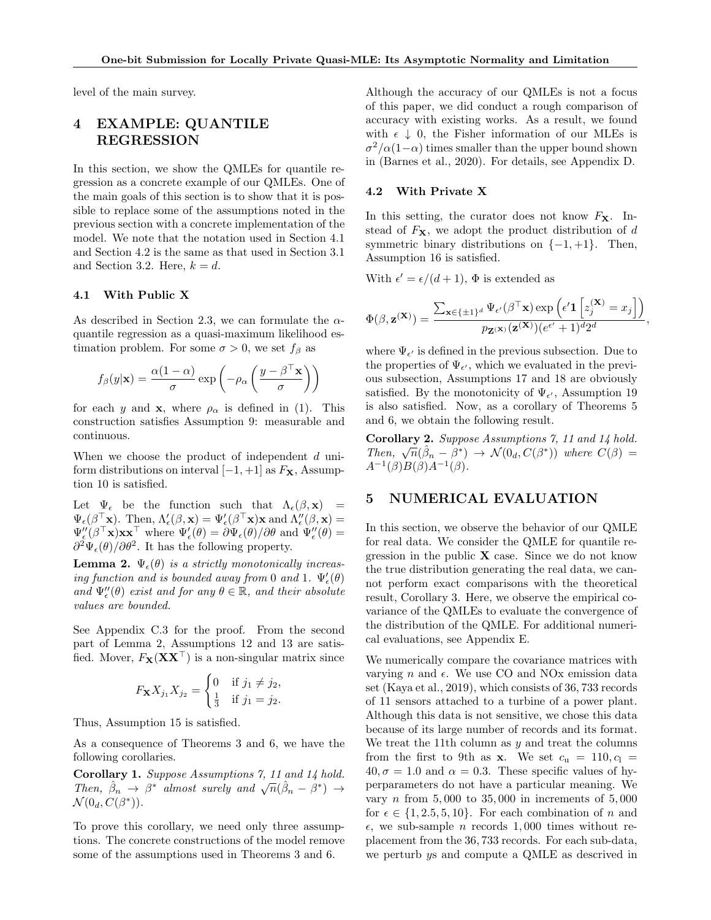level of the main survey.

## 4 EXAMPLE: QUANTILE REGRESSION

In this section, we show the QMLEs for quantile regression as a concrete example of our QMLEs. One of the main goals of this section is to show that it is possible to replace some of the assumptions noted in the previous section with a concrete implementation of the model. We note that the notation used in Section 4.1 and Section 4.2 is the same as that used in Section 3.1 and Section 3.2. Here, $k = d$.

### 4.1 With Public X

As described in Section 2.3, we can formulate the $\alpha$-quantile regression as a quasi-maximum likelihood estimation problem. For some $\sigma > 0$, we set $f_\beta$ as

$$f_\beta(y|\mathbf{x}) = \frac{\alpha(1-\alpha)}{\sigma} \exp\left(-\rho_\alpha\left(\frac{y - \beta^\top \mathbf{x}}{\sigma}\right)\right)$$

for each $y$ and $\mathbf{x}$, where $\rho_\alpha$ is defined in (1). This construction satisfies Assumption 9: measurable and continuous.

When we choose the product of independent $d$ uniform distributions on interval $[-1, +1]$ as $F_\mathbf{X}$, Assumption 10 is satisfied.

Let $\Psi_\epsilon$ be the function such that $\Lambda_\epsilon(\beta, \mathbf{x}) = \Psi_\epsilon(\beta^\top \mathbf{x})$. Then, $\Lambda'_\epsilon(\beta, \mathbf{x}) = \Psi'_\epsilon(\beta^\top \mathbf{x})\mathbf{x}$ and $\Lambda''_\epsilon(\beta, \mathbf{x}) = \Psi''_\epsilon(\beta^\top \mathbf{x})\mathbf{x}\mathbf{x}^\top$ where $\Psi'_\epsilon(\theta) = \partial \Psi_\epsilon(\theta)/\partial\theta$ and $\Psi''_\epsilon(\theta) = \partial^2 \Psi_\epsilon(\theta)/\partial\theta^2$. It has the following property.

**Lemma 2.** *$\Psi_\epsilon(\theta)$ is a strictly monotonically increasing function and is bounded away from 0 and 1. $\Psi'_\epsilon(\theta)$ and $\Psi''_\epsilon(\theta)$ exist and for any $\theta \in \mathbb{R}$, and their absolute values are bounded.*

See Appendix C.3 for the proof. From the second part of Lemma 2, Assumptions 12 and 13 are satisfied. Mover, $F_\mathbf{X}(\mathbf{X}\mathbf{X}^\top)$ is a non-singular matrix since

$$F_\mathbf{X} X_{j_1} X_{j_2} = \begin{cases} 0 & \text{if } j_1 \neq j_2, \\ \frac{1}{3} & \text{if } j_1 = j_2. \end{cases}$$

Thus, Assumption 15 is satisfied.

As a consequence of Theorems 3 and 6, we have the following corollaries.

**Corollary 1.** *Suppose Assumptions 7, 11 and 14 hold. Then, $\hat{\beta}_n \to \beta^*$ almost surely and $\sqrt{n}(\hat{\beta}_n - \beta^*) \to \mathcal{N}(0_d, C(\beta^*))$.*

To prove this corollary, we need only three assumptions. The concrete constructions of the model remove some of the assumptions used in Theorems 3 and 6.

Although the accuracy of our QMLEs is not a focus of this paper, we did conduct a rough comparison of accuracy with existing works. As a result, we found with $\epsilon \downarrow 0$, the Fisher information of our MLEs is $\sigma^2/\alpha(1-\alpha)$ times smaller than the upper bound shown in (Barnes et al., 2020). For details, see Appendix D.

### 4.2 With Private X

In this setting, the curator does not know $F_\mathbf{X}$. Instead of $F_\mathbf{X}$, we adopt the product distribution of $d$ symmetric binary distributions on $\{-1, +1\}$. Then, Assumption 16 is satisfied.

With $\epsilon' = \epsilon/(d+1)$, $\Phi$ is extended as

$$\Phi(\beta, \mathbf{z}^{(\mathbf{X})}) = \frac{\sum_{\mathbf{x} \in \{\pm 1\}^d} \Psi_{\epsilon'}(\beta^\top \mathbf{x}) \exp\left(\epsilon' \mathbf{1}\left[z_j^{(\mathbf{X})} = x_j\right]\right)}{p_{\mathbf{Z}^{(\mathbf{X})}}(\mathbf{z}^{(\mathbf{X})})(e^{\epsilon'} + 1)^d 2^d},$$

where $\Psi_{\epsilon'}$ is defined in the previous subsection. Due to the properties of $\Psi_{\epsilon'}$, which we evaluated in the previous subsection, Assumptions 17 and 18 are obviously satisfied. By the monotonicity of $\Psi_{\epsilon'}$, Assumption 19 is also satisfied. Now, as a corollary of Theorems 5 and 6, we obtain the following result.

**Corollary 2.** *Suppose Assumptions 7, 11 and 14 hold. Then, $\sqrt{n}(\hat{\beta}_n - \beta^*) \to \mathcal{N}(0_d, C(\beta^*))$ where $C(\beta) = A^{-1}(\beta)B(\beta)A^{-1}(\beta)$.*

## 5 NUMERICAL EVALUATION

In this section, we observe the behavior of our QMLE for real data. We consider the QMLE for quantile regression in the public $\mathbf{X}$ case. Since we do not know the true distribution generating the real data, we cannot perform exact comparisons with the theoretical result, Corollary 3. Here, we observe the empirical covariance of the QMLEs to evaluate the convergence of the distribution of the QMLE. For additional numerical evaluations, see Appendix E.

We numerically compare the covariance matrices with varying $n$ and $\epsilon$. We use CO and NOx emission data set (Kaya et al., 2019), which consists of 36,733 records of 11 sensors attached to a turbine of a power plant. Although this data is not sensitive, we chose this data because of its large number of records and its format. We treat the 11th column as $y$ and treat the columns from the first to 9th as $\mathbf{x}$. We set $c_\mathrm{u} = 110, c_\mathrm{l} = 40, \sigma = 1.0$ and $\alpha = 0.3$. These specific values of hyperparameters do not have a particular meaning. We vary $n$ from 5,000 to 35,000 in increments of 5,000 for $\epsilon \in \{1, 2.5, 5, 10\}$. For each combination of $n$ and $\epsilon$, we sub-sample $n$ records 1,000 times without replacement from the 36,733 records. For each sub-data, we perturb $y$s and compute a QMLE as descrived in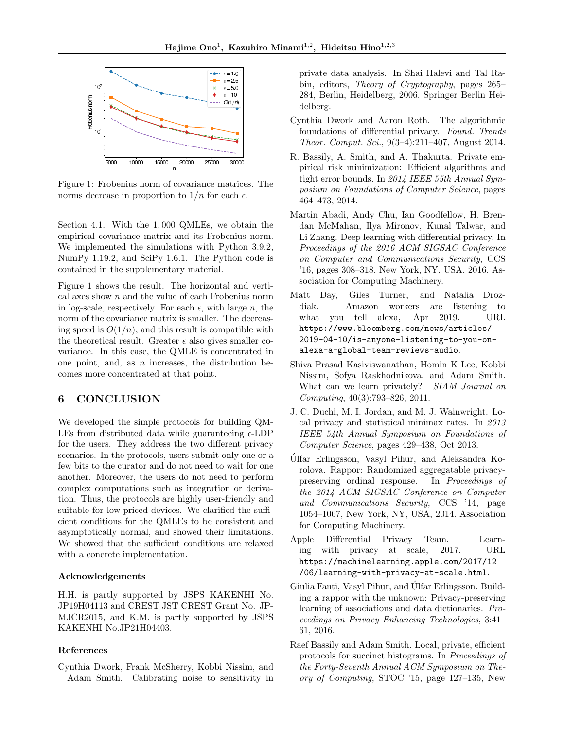Figure 1: Frobenius norm of covariance matrices. The norms decrease in proportion to $1/n$ for each $\epsilon$.

Section 4.1. With the 1,000 QMLEs, we obtain the empirical covariance matrix and its Frobenius norm. We implemented the simulations with Python 3.9.2, NumPy 1.19.2, and SciPy 1.6.1. The Python code is contained in the supplementary material.

Figure 1 shows the result. The horizontal and vertical axes show $n$ and the value of each Frobenius norm in log-scale, respectively. For each $\epsilon$, with large $n$, the norm of the covariance matrix is smaller. The decreasing speed is $O(1/n)$, and this result is compatible with the theoretical result. Greater $\epsilon$ also gives smaller covariance. In this case, the QMLE is concentrated in one point, and, as $n$ increases, the distribution becomes more concentrated at that point.

# 6 CONCLUSION

We developed the simple protocols for building QMLEs from distributed data while guaranteeing $\epsilon$-LDP for the users. They address the two different privacy scenarios. In the protocols, users submit only one or a few bits to the curator and do not need to wait for one another. Moreover, the users do not need to perform complex computations such as integration or derivation. Thus, the protocols are highly user-friendly and suitable for low-priced devices. We clarified the sufficient conditions for the QMLEs to be consistent and asymptotically normal, and showed their limitations. We showed that the sufficient conditions are relaxed with a concrete implementation.

### Acknowledgements

H.H. is partly supported by JSPS KAKENHI No. JP19H04113 and CREST JST CREST Grant No. JPMJCR2015, and K.M. is partly supported by JSPS KAKENHI No.JP21H04403.

### References

Cynthia Dwork, Frank McSherry, Kobbi Nissim, and Adam Smith. Calibrating noise to sensitivity in private data analysis. In Shai Halevi and Tal Rabin, editors, *Theory of Cryptography*, pages 265–284, Berlin, Heidelberg, 2006. Springer Berlin Heidelberg.

Cynthia Dwork and Aaron Roth. The algorithmic foundations of differential privacy. *Found. Trends Theor. Comput. Sci.*, 9(3–4):211–407, August 2014.

R. Bassily, A. Smith, and A. Thakurta. Private empirical risk minimization: Efficient algorithms and tight error bounds. In *2014 IEEE 55th Annual Symposium on Foundations of Computer Science*, pages 464–473, 2014.

Martin Abadi, Andy Chu, Ian Goodfellow, H. Brendan McMahan, Ilya Mironov, Kunal Talwar, and Li Zhang. Deep learning with differential privacy. In *Proceedings of the 2016 ACM SIGSAC Conference on Computer and Communications Security*, CCS '16, pages 308–318, New York, NY, USA, 2016. Association for Computing Machinery.

Matt Day, Giles Turner, and Natalia Drozdiak. Amazon workers are listening to what you tell alexa, Apr 2019. URL `https://www.bloomberg.com/news/articles/2019-04-10/is-anyone-listening-to-you-on-alexa-a-global-team-reviews-audio`.

Shiva Prasad Kasiviswanathan, Homin K Lee, Kobbi Nissim, Sofya Raskhodnikova, and Adam Smith. What can we learn privately? *SIAM Journal on Computing*, 40(3):793–826, 2011.

J. C. Duchi, M. I. Jordan, and M. J. Wainwright. Local privacy and statistical minimax rates. In *2013 IEEE 54th Annual Symposium on Foundations of Computer Science*, pages 429–438, Oct 2013.

Úlfar Erlingsson, Vasyl Pihur, and Aleksandra Korolova. Rappor: Randomized aggregatable privacy-preserving ordinal response. In *Proceedings of the 2014 ACM SIGSAC Conference on Computer and Communications Security*, CCS '14, page 1054–1067, New York, NY, USA, 2014. Association for Computing Machinery.

Apple Differential Privacy Team. Learning with privacy at scale, 2017. URL `https://machinelearning.apple.com/2017/12/06/learning-with-privacy-at-scale.html`.

Giulia Fanti, Vasyl Pihur, and Úlfar Erlingsson. Building a rappor with the unknown: Privacy-preserving learning of associations and data dictionaries. *Proceedings on Privacy Enhancing Technologies*, 3:41–61, 2016.

Raef Bassily and Adam Smith. Local, private, efficient protocols for succinct histograms. In *Proceedings of the Forty-Seventh Annual ACM Symposium on Theory of Computing*, STOC '15, page 127–135, New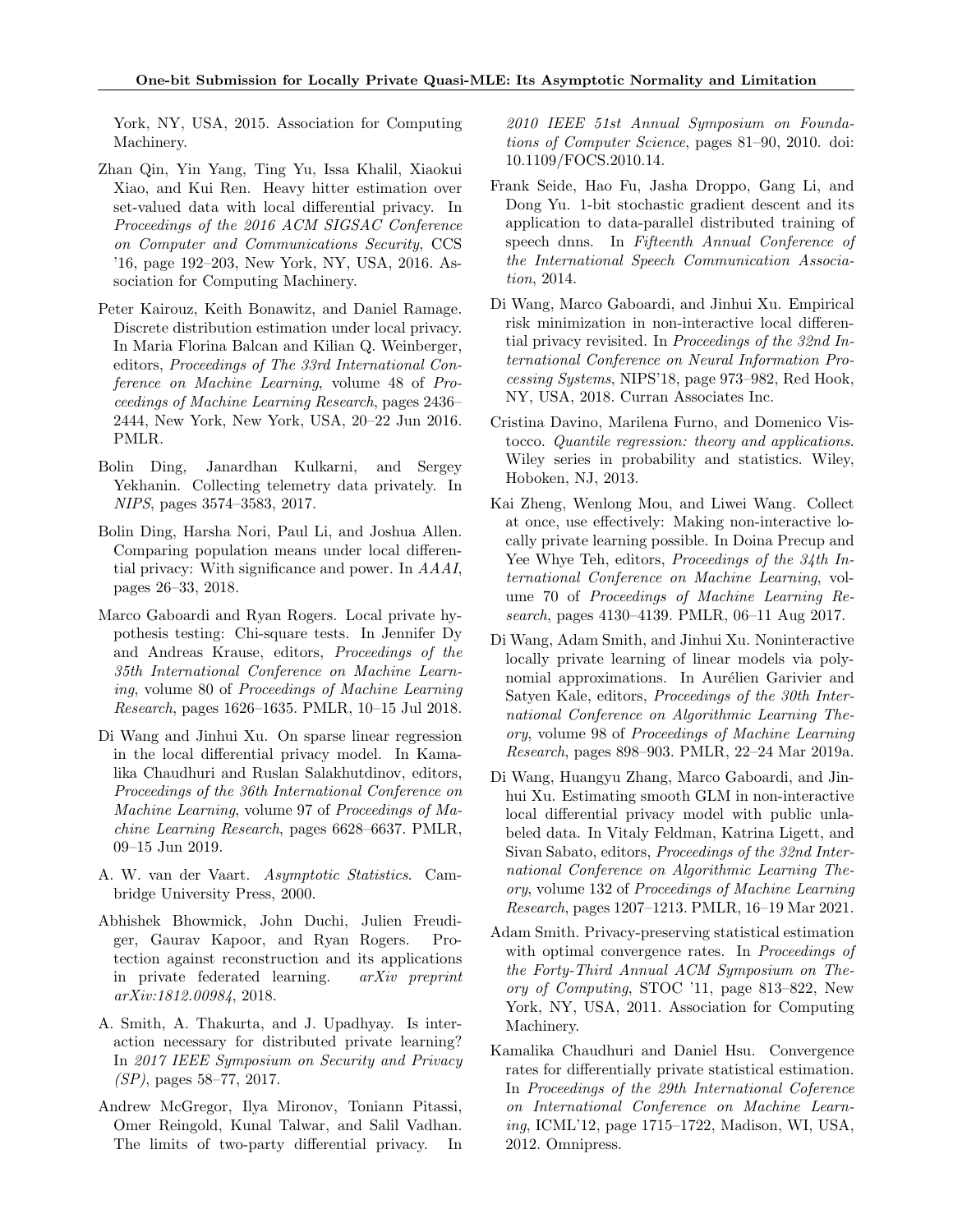York, NY, USA, 2015. Association for Computing Machinery.

Zhan Qin, Yin Yang, Ting Yu, Issa Khalil, Xiaokui Xiao, and Kui Ren. Heavy hitter estimation over set-valued data with local differential privacy. In *Proceedings of the 2016 ACM SIGSAC Conference on Computer and Communications Security*, CCS '16, page 192–203, New York, NY, USA, 2016. Association for Computing Machinery.

Peter Kairouz, Keith Bonawitz, and Daniel Ramage. Discrete distribution estimation under local privacy. In Maria Florina Balcan and Kilian Q. Weinberger, editors, *Proceedings of The 33rd International Conference on Machine Learning*, volume 48 of *Proceedings of Machine Learning Research*, pages 2436–2444, New York, New York, USA, 20–22 Jun 2016. PMLR.

Bolin Ding, Janardhan Kulkarni, and Sergey Yekhanin. Collecting telemetry data privately. In *NIPS*, pages 3574–3583, 2017.

Bolin Ding, Harsha Nori, Paul Li, and Joshua Allen. Comparing population means under local differential privacy: With significance and power. In *AAAI*, pages 26–33, 2018.

Marco Gaboardi and Ryan Rogers. Local private hypothesis testing: Chi-square tests. In Jennifer Dy and Andreas Krause, editors, *Proceedings of the 35th International Conference on Machine Learning*, volume 80 of *Proceedings of Machine Learning Research*, pages 1626–1635. PMLR, 10–15 Jul 2018.

Di Wang and Jinhui Xu. On sparse linear regression in the local differential privacy model. In Kamalika Chaudhuri and Ruslan Salakhutdinov, editors, *Proceedings of the 36th International Conference on Machine Learning*, volume 97 of *Proceedings of Machine Learning Research*, pages 6628–6637. PMLR, 09–15 Jun 2019.

A. W. van der Vaart. *Asymptotic Statistics*. Cambridge University Press, 2000.

Abhishek Bhowmick, John Duchi, Julien Freudiger, Gaurav Kapoor, and Ryan Rogers. Protection against reconstruction and its applications in private federated learning. *arXiv preprint arXiv:1812.00984*, 2018.

A. Smith, A. Thakurta, and J. Upadhyay. Is interaction necessary for distributed private learning? In *2017 IEEE Symposium on Security and Privacy (SP)*, pages 58–77, 2017.

Andrew McGregor, Ilya Mironov, Toniann Pitassi, Omer Reingold, Kunal Talwar, and Salil Vadhan. The limits of two-party differential privacy. In *2010 IEEE 51st Annual Symposium on Foundations of Computer Science*, pages 81–90, 2010. doi: 10.1109/FOCS.2010.14.

Frank Seide, Hao Fu, Jasha Droppo, Gang Li, and Dong Yu. 1-bit stochastic gradient descent and its application to data-parallel distributed training of speech dnns. In *Fifteenth Annual Conference of the International Speech Communication Association*, 2014.

Di Wang, Marco Gaboardi, and Jinhui Xu. Empirical risk minimization in non-interactive local differential privacy revisited. In *Proceedings of the 32nd International Conference on Neural Information Processing Systems*, NIPS'18, page 973–982, Red Hook, NY, USA, 2018. Curran Associates Inc.

Cristina Davino, Marilena Furno, and Domenico Vistocco. *Quantile regression: theory and applications*. Wiley series in probability and statistics. Wiley, Hoboken, NJ, 2013.

Kai Zheng, Wenlong Mou, and Liwei Wang. Collect at once, use effectively: Making non-interactive locally private learning possible. In Doina Precup and Yee Whye Teh, editors, *Proceedings of the 34th International Conference on Machine Learning*, volume 70 of *Proceedings of Machine Learning Research*, pages 4130–4139. PMLR, 06–11 Aug 2017.

Di Wang, Adam Smith, and Jinhui Xu. Noninteractive locally private learning of linear models via polynomial approximations. In Aurélien Garivier and Satyen Kale, editors, *Proceedings of the 30th International Conference on Algorithmic Learning Theory*, volume 98 of *Proceedings of Machine Learning Research*, pages 898–903. PMLR, 22–24 Mar 2019a.

Di Wang, Huangyu Zhang, Marco Gaboardi, and Jinhui Xu. Estimating smooth GLM in non-interactive local differential privacy model with public unlabeled data. In Vitaly Feldman, Katrina Ligett, and Sivan Sabato, editors, *Proceedings of the 32nd International Conference on Algorithmic Learning Theory*, volume 132 of *Proceedings of Machine Learning Research*, pages 1207–1213. PMLR, 16–19 Mar 2021.

Adam Smith. Privacy-preserving statistical estimation with optimal convergence rates. In *Proceedings of the Forty-Third Annual ACM Symposium on Theory of Computing*, STOC '11, page 813–822, New York, NY, USA, 2011. Association for Computing Machinery.

Kamalika Chaudhuri and Daniel Hsu. Convergence rates for differentially private statistical estimation. In *Proceedings of the 29th International Coference on International Conference on Machine Learning*, ICML'12, page 1715–1722, Madison, WI, USA, 2012. Omnipress.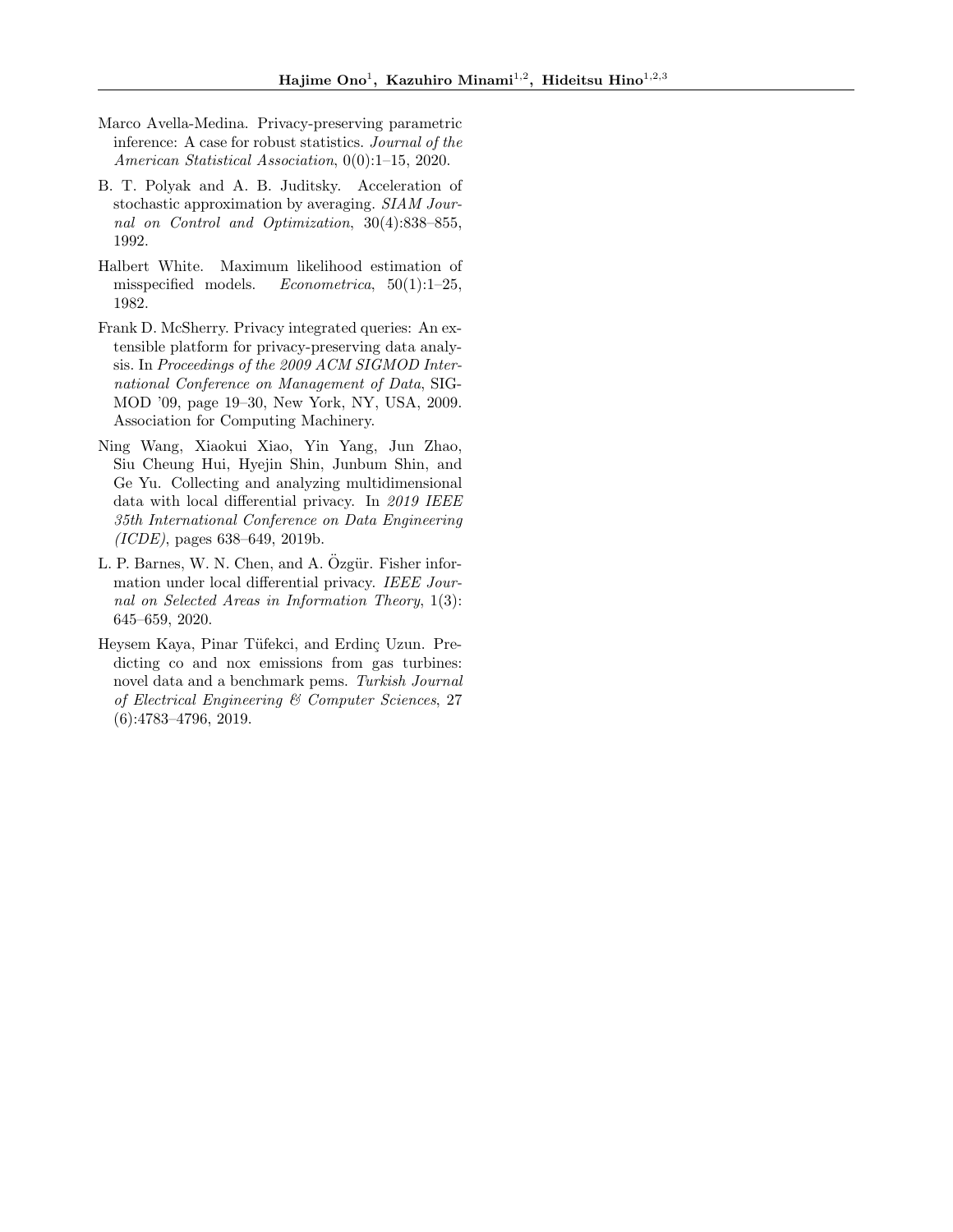Marco Avella-Medina. Privacy-preserving parametric inference: A case for robust statistics. *Journal of the American Statistical Association*, 0(0):1–15, 2020.

B. T. Polyak and A. B. Juditsky. Acceleration of stochastic approximation by averaging. *SIAM Journal on Control and Optimization*, 30(4):838–855, 1992.

Halbert White. Maximum likelihood estimation of misspecified models. *Econometrica*, 50(1):1–25, 1982.

Frank D. McSherry. Privacy integrated queries: An extensible platform for privacy-preserving data analysis. In *Proceedings of the 2009 ACM SIGMOD International Conference on Management of Data*, SIGMOD '09, page 19–30, New York, NY, USA, 2009. Association for Computing Machinery.

Ning Wang, Xiaokui Xiao, Yin Yang, Jun Zhao, Siu Cheung Hui, Hyejin Shin, Junbum Shin, and Ge Yu. Collecting and analyzing multidimensional data with local differential privacy. In *2019 IEEE 35th International Conference on Data Engineering (ICDE)*, pages 638–649, 2019b.

L. P. Barnes, W. N. Chen, and A. Özgür. Fisher information under local differential privacy. *IEEE Journal on Selected Areas in Information Theory*, 1(3): 645–659, 2020.

Heysem Kaya, Pinar Tüfekci, and Erdinç Uzun. Predicting co and nox emissions from gas turbines: novel data and a benchmark pems. *Turkish Journal of Electrical Engineering & Computer Sciences*, 27 (6):4783–4796, 2019.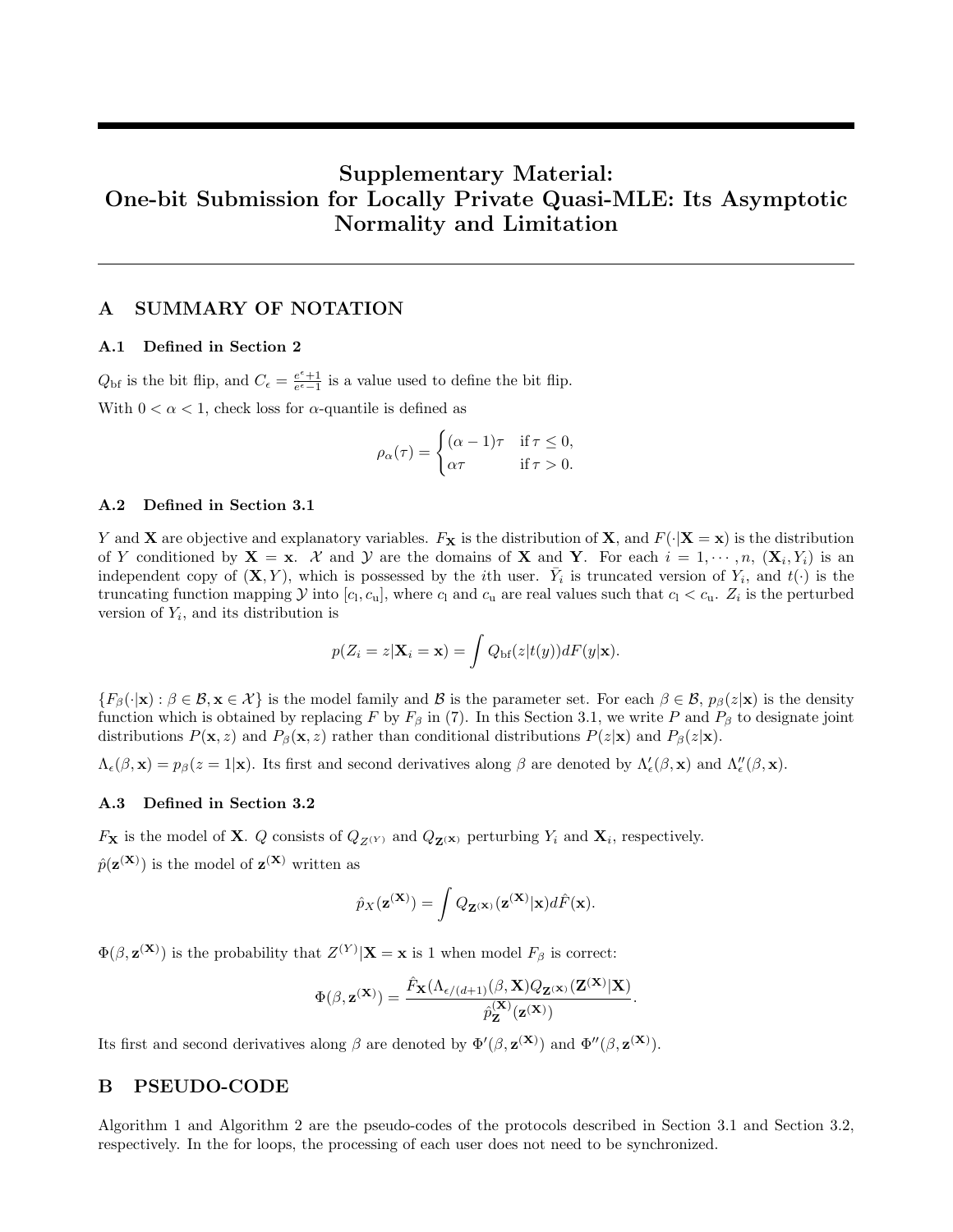# Supplementary Material: One-bit Submission for Locally Private Quasi-MLE: Its Asymptotic Normality and Limitation

## A SUMMARY OF NOTATION

### A.1 Defined in Section 2

$Q_{\text{bf}}$ is the bit flip, and $C_\epsilon = \frac{e^\epsilon+1}{e^\epsilon-1}$ is a value used to define the bit flip.

With $0 < \alpha < 1$, check loss for $\alpha$-quantile is defined as

$$\rho_\alpha(\tau) = \begin{cases} (\alpha-1)\tau & \text{if } \tau \leq 0, \\ \alpha\tau & \text{if } \tau > 0. \end{cases}$$

### A.2 Defined in Section 3.1

$Y$ and $\mathbf{X}$ are objective and explanatory variables. $F_{\mathbf{X}}$ is the distribution of $\mathbf{X}$, and $F(\cdot|\mathbf{X}=\mathbf{x})$ is the distribution of $Y$ conditioned by $\mathbf{X}=\mathbf{x}$. $\mathcal{X}$ and $\mathcal{Y}$ are the domains of $\mathbf{X}$ and $\mathbf{Y}$. For each $i = 1, \cdots, n$, $(\mathbf{X}_i, Y_i)$ is an independent copy of $(\mathbf{X}, Y)$, which is possessed by the $i$th user. $\bar{Y}_i$ is truncated version of $Y_i$, and $t(\cdot)$ is the truncating function mapping $\mathcal{Y}$ into $[c_{\text{l}}, c_{\text{u}}]$, where $c_{\text{l}}$ and $c_{\text{u}}$ are real values such that $c_{\text{l}} < c_{\text{u}}$. $Z_i$ is the perturbed version of $Y_i$, and its distribution is

$$p(Z_i = z|\mathbf{X}_i = \mathbf{x}) = \int Q_{\text{bf}}(z|t(y))dF(y|\mathbf{x}).$$

$\{F_\beta(\cdot|\mathbf{x}) : \beta \in \mathcal{B}, \mathbf{x} \in \mathcal{X}\}$ is the model family and $\mathcal{B}$ is the parameter set. For each $\beta \in \mathcal{B}$, $p_\beta(z|\mathbf{x})$ is the density function which is obtained by replacing $F$ by $F_\beta$ in (7). In this Section 3.1, we write $P$ and $P_\beta$ to designate joint distributions $P(\mathbf{x}, z)$ and $P_\beta(\mathbf{x}, z)$ rather than conditional distributions $P(z|\mathbf{x})$ and $P_\beta(z|\mathbf{x})$.

$\Lambda_\epsilon(\beta, \mathbf{x}) = p_\beta(z=1|\mathbf{x})$. Its first and second derivatives along $\beta$ are denoted by $\Lambda'_\epsilon(\beta, \mathbf{x})$ and $\Lambda''_\epsilon(\beta, \mathbf{x})$.

### A.3 Defined in Section 3.2

$F_{\mathbf{X}}$ is the model of $\mathbf{X}$. $Q$ consists of $Q_{Z^{(Y)}}$ and $Q_{\mathbf{Z}^{(\mathbf{X})}}$ perturbing $Y_i$ and $\mathbf{X}_i$, respectively.

$\hat{p}(\mathbf{z}^{(\mathbf{X})})$ is the model of $\mathbf{z}^{(\mathbf{X})}$ written as

$$\hat{p}_X(\mathbf{z}^{(\mathbf{X})}) = \int Q_{\mathbf{Z}^{(\mathbf{X})}}(\mathbf{z}^{(\mathbf{X})}|\mathbf{x})d\hat{F}(\mathbf{x}).$$

$\Phi(\beta, \mathbf{z}^{(\mathbf{X})})$ is the probability that $Z^{(Y)}|\mathbf{X}=\mathbf{x}$ is 1 when model $F_\beta$ is correct:

$$\Phi(\beta, \mathbf{z}^{(\mathbf{X})}) = \frac{\hat{F}_{\mathbf{X}}(\Lambda_{\epsilon/(d+1)}(\beta, \mathbf{X})Q_{\mathbf{Z}^{(\mathbf{X})}}(\mathbf{Z}^{(\mathbf{X})}|\mathbf{X})}{\hat{p}^{(\mathbf{X})}_{\mathbf{Z}}(\mathbf{z}^{(\mathbf{X})})}.$$

Its first and second derivatives along $\beta$ are denoted by $\Phi'(\beta, \mathbf{z}^{(\mathbf{X})})$ and $\Phi''(\beta, \mathbf{z}^{(\mathbf{X})})$.

## B PSEUDO-CODE

Algorithm 1 and Algorithm 2 are the pseudo-codes of the protocols described in Section 3.1 and Section 3.2, respectively. In the for loops, the processing of each user does not need to be synchronized.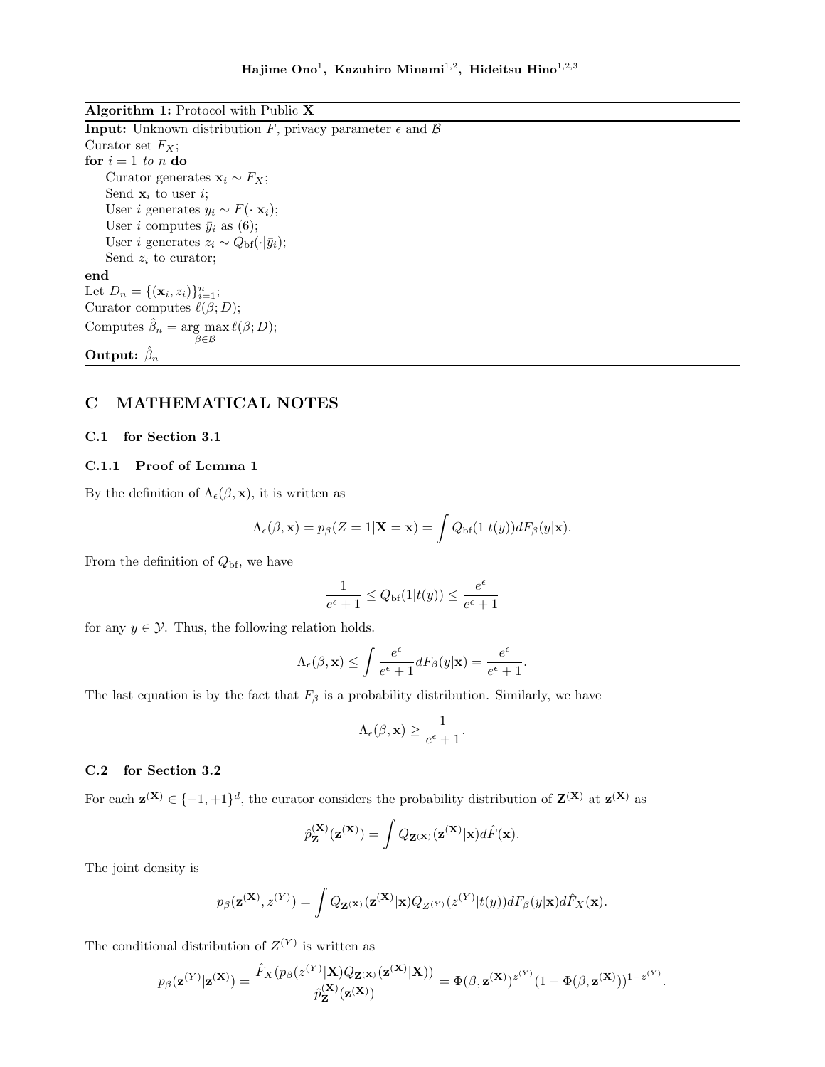**Algorithm 1:** Protocol with Public $\mathbf{X}$

**Input:** Unknown distribution $F$, privacy parameter $\epsilon$ and $\mathcal{B}$

Curator set $F_X$;

**for** $i = 1$ *to* $n$ **do**

  Curator generates $\mathbf{x}_i \sim F_X$;

  Send $\mathbf{x}_i$ to user $i$;

  User $i$ generates $y_i \sim F(\cdot|\mathbf{x}_i)$;

  User $i$ computes $\bar{y}_i$ as (6);

  User $i$ generates $z_i \sim Q_{\mathrm{bf}}(\cdot|\bar{y}_i)$;

  Send $z_i$ to curator;

**end**

Let $D_n = \{(\mathbf{x}_i, z_i)\}_{i=1}^n$;

Curator computes $\ell(\beta; D)$;

Computes $\hat{\beta}_n = \underset{\beta \in \mathcal{B}}{\arg\max}\, \ell(\beta; D)$;

**Output:** $\hat{\beta}_n$

# C MATHEMATICAL NOTES

## C.1 for Section 3.1

### C.1.1 Proof of Lemma 1

By the definition of $\Lambda_\epsilon(\beta, \mathbf{x})$, it is written as

$$\Lambda_\epsilon(\beta, \mathbf{x}) = p_\beta(Z = 1|\mathbf{X} = \mathbf{x}) = \int Q_{\mathrm{bf}}(1|t(y)) dF_\beta(y|\mathbf{x}).$$

From the definition of $Q_{\mathrm{bf}}$, we have

$$\frac{1}{e^\epsilon + 1} \leq Q_{\mathrm{bf}}(1|t(y)) \leq \frac{e^\epsilon}{e^\epsilon + 1}$$

for any $y \in \mathcal{Y}$. Thus, the following relation holds.

$$\Lambda_\epsilon(\beta, \mathbf{x}) \leq \int \frac{e^\epsilon}{e^\epsilon + 1} dF_\beta(y|\mathbf{x}) = \frac{e^\epsilon}{e^\epsilon + 1}.$$

The last equation is by the fact that $F_\beta$ is a probability distribution. Similarly, we have

$$\Lambda_\epsilon(\beta, \mathbf{x}) \geq \frac{1}{e^\epsilon + 1}.$$

## C.2 for Section 3.2

For each $\mathbf{z}^{(\mathbf{X})} \in \{-1, +1\}^d$, the curator considers the probability distribution of $\mathbf{Z}^{(\mathbf{X})}$ at $\mathbf{z}^{(\mathbf{X})}$ as

$$\hat{p}_{\mathbf{Z}}^{(\mathbf{X})}(\mathbf{z}^{(\mathbf{X})}) = \int Q_{\mathbf{Z}^{(\mathbf{X})}}(\mathbf{z}^{(\mathbf{X})}|\mathbf{x}) d\hat{F}(\mathbf{x}).$$

The joint density is

$$p_\beta(\mathbf{z}^{(\mathbf{X})}, z^{(Y)}) = \int Q_{\mathbf{Z}^{(\mathbf{X})}}(\mathbf{z}^{(\mathbf{X})}|\mathbf{x}) Q_{Z^{(Y)}}(z^{(Y)}|t(y)) dF_\beta(y|\mathbf{x}) d\hat{F}_X(\mathbf{x}).$$

The conditional distribution of $Z^{(Y)}$ is written as

$$p_\beta(\mathbf{z}^{(Y)}|\mathbf{z}^{(\mathbf{X})}) = \frac{\hat{F}_X(p_\beta(z^{(Y)}|\mathbf{X}) Q_{\mathbf{Z}^{(\mathbf{X})}}(\mathbf{z}^{(\mathbf{X})}|\mathbf{X}))}{\hat{p}_{\mathbf{Z}}^{(\mathbf{X})}(\mathbf{z}^{(\mathbf{X})})} = \Phi(\beta, \mathbf{z}^{(\mathbf{X})})^{z^{(Y)}} (1 - \Phi(\beta, \mathbf{z}^{(\mathbf{X})}))^{1 - z^{(Y)}}.$$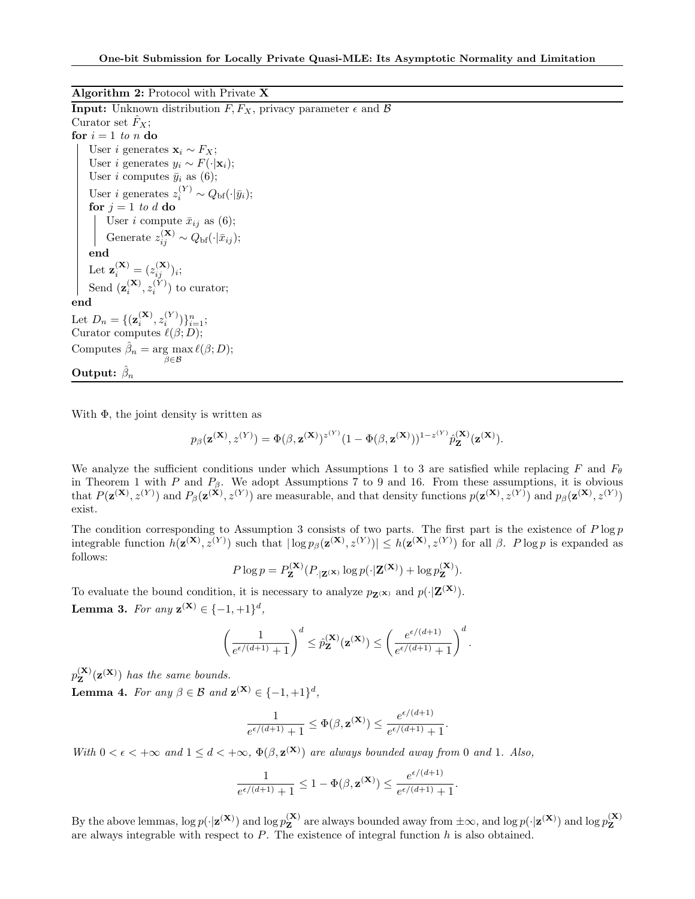**Algorithm 2:** Protocol with Private $\mathbf{X}$

**Input:** Unknown distribution $F, F_X$, privacy parameter $\epsilon$ and $\mathcal{B}$

Curator set $\hat{F}_X$;

**for** $i = 1$ *to* $n$ **do**

  User $i$ generates $\mathbf{x}_i \sim F_X$;

  User $i$ generates $y_i \sim F(\cdot|\mathbf{x}_i)$;

  User $i$ computes $\bar{y}_i$ as (6);

  User $i$ generates $z_i^{(Y)} \sim Q_{\mathrm{bf}}(\cdot|\bar{y}_i)$;

  **for** $j = 1$ *to* $d$ **do**

    User $i$ compute $\bar{x}_{ij}$ as (6);

    Generate $z_{ij}^{(\mathbf{X})} \sim Q_{\mathrm{bf}}(\cdot|\bar{x}_{ij})$;

  **end**

  Let $\mathbf{z}_i^{(\mathbf{X})} = (z_{ij}^{(\mathbf{X})})_i$;

  Send $(\mathbf{z}_i^{(\mathbf{X})}, z_i^{(Y)})$ to curator;

**end**

Let $D_n = \{(\mathbf{z}_i^{(\mathbf{X})}, z_i^{(Y)})\}_{i=1}^n$;

Curator computes $\ell(\beta; D)$;

Computes $\hat{\beta}_n = \arg\max_{\beta \in \mathcal{B}} \ell(\beta; D)$;

**Output:** $\hat{\beta}_n$

With $\Phi$, the joint density is written as

$$p_\beta(\mathbf{z}^{(\mathbf{X})}, z^{(Y)}) = \Phi(\beta, \mathbf{z}^{(\mathbf{X})})^{z^{(Y)}}(1 - \Phi(\beta, \mathbf{z}^{(\mathbf{X})}))^{1-z^{(Y)}} \hat{p}_{\mathbf{Z}}^{(\mathbf{X})}(\mathbf{z}^{(\mathbf{X})}).$$

We analyze the sufficient conditions under which Assumptions 1 to 3 are satisfied while replacing $F$ and $F_\theta$ in Theorem 1 with $P$ and $P_\beta$. We adopt Assumptions 7 to 9 and 16. From these assumptions, it is obvious that $P(\mathbf{z}^{(\mathbf{X})}, z^{(Y)})$ and $P_\beta(\mathbf{z}^{(\mathbf{X})}, z^{(Y)})$ are measurable, and that density functions $p(\mathbf{z}^{(\mathbf{X})}, z^{(Y)})$ and $p_\beta(\mathbf{z}^{(\mathbf{X})}, z^{(Y)})$ exist.

The condition corresponding to Assumption 3 consists of two parts. The first part is the existence of $P \log p$ integrable function $h(\mathbf{z}^{(\mathbf{X})}, z^{(Y)})$ such that $|\log p_\beta(\mathbf{z}^{(\mathbf{X})}, z^{(Y)})| \le h(\mathbf{z}^{(\mathbf{X})}, z^{(Y)})$ for all $\beta$. $P \log p$ is expanded as follows:

$$P \log p = P_{\mathbf{Z}}^{(\mathbf{X})}(P_{\cdot|\mathbf{Z}^{(\mathbf{X})}} \log p(\cdot|\mathbf{Z}^{(\mathbf{X})}) + \log p_{\mathbf{Z}}^{(\mathbf{X})}).$$

To evaluate the bound condition, it is necessary to analyze $p_{\mathbf{Z}^{(\mathbf{X})}}$ and $p(\cdot|\mathbf{Z}^{(\mathbf{X})})$.

**Lemma 3.** *For any $\mathbf{z}^{(\mathbf{X})} \in \{-1, +1\}^d$,*

$$\left(\frac{1}{e^{\epsilon/(d+1)} + 1}\right)^d \le \hat{p}_{\mathbf{Z}}^{(\mathbf{X})}(\mathbf{z}^{(\mathbf{X})}) \le \left(\frac{e^{\epsilon/(d+1)}}{e^{\epsilon/(d+1)} + 1}\right)^d.$$

*$p_{\mathbf{Z}}^{(\mathbf{X})}(\mathbf{z}^{(\mathbf{X})})$ has the same bounds.*

**Lemma 4.** *For any $\beta \in \mathcal{B}$ and $\mathbf{z}^{(\mathbf{X})} \in \{-1, +1\}^d$,*

$$\frac{1}{e^{\epsilon/(d+1)} + 1} \le \Phi(\beta, \mathbf{z}^{(\mathbf{X})}) \le \frac{e^{\epsilon/(d+1)}}{e^{\epsilon/(d+1)} + 1}.$$

*With $0 < \epsilon < +\infty$ and $1 \le d < +\infty$, $\Phi(\beta, \mathbf{z}^{(\mathbf{X})})$ are always bounded away from $0$ and $1$. Also,*

$$\frac{1}{e^{\epsilon/(d+1)} + 1} \le 1 - \Phi(\beta, \mathbf{z}^{(\mathbf{X})}) \le \frac{e^{\epsilon/(d+1)}}{e^{\epsilon/(d+1)} + 1}.$$

By the above lemmas, $\log p(\cdot|\mathbf{z}^{(\mathbf{X})})$ and $\log p_{\mathbf{Z}}^{(\mathbf{X})}$ are always bounded away from $\pm\infty$, and $\log p(\cdot|\mathbf{z}^{(\mathbf{X})})$ and $\log p_{\mathbf{Z}}^{(\mathbf{X})}$ are always integrable with respect to $P$. The existence of integral function $h$ is also obtained.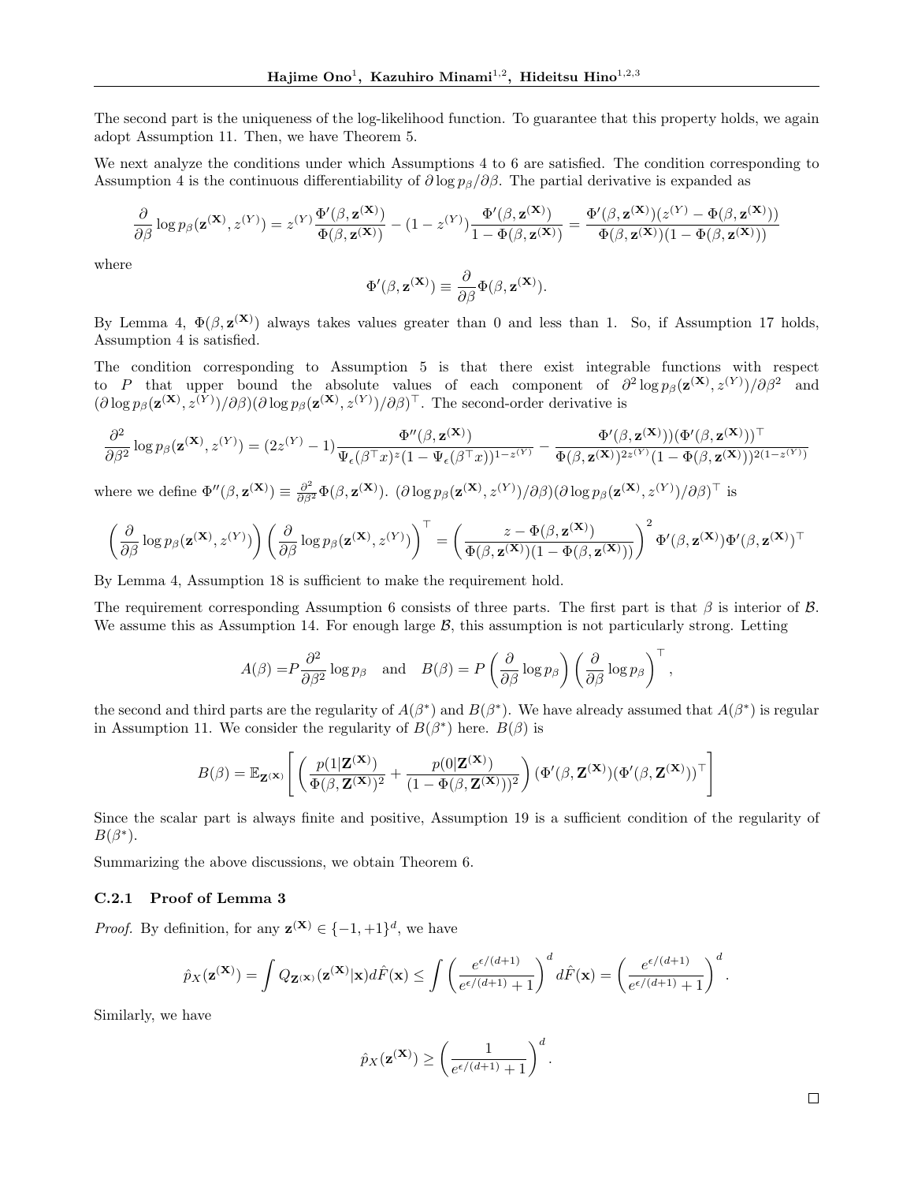The second part is the uniqueness of the log-likelihood function. To guarantee that this property holds, we again adopt Assumption 11. Then, we have Theorem 5.

We next analyze the conditions under which Assumptions 4 to 6 are satisfied. The condition corresponding to Assumption 4 is the continuous differentiability of $\partial \log p_\beta / \partial \beta$. The partial derivative is expanded as

$$\frac{\partial}{\partial \beta} \log p_\beta(\mathbf{z}^{(\mathbf{X})}, z^{(Y)}) = z^{(Y)} \frac{\Phi'(\beta, \mathbf{z}^{(\mathbf{X})})}{\Phi(\beta, \mathbf{z}^{(\mathbf{X})})} - (1 - z^{(Y)}) \frac{\Phi'(\beta, \mathbf{z}^{(\mathbf{X})})}{1 - \Phi(\beta, \mathbf{z}^{(\mathbf{X})})} = \frac{\Phi'(\beta, \mathbf{z}^{(\mathbf{X})})(z^{(Y)} - \Phi(\beta, \mathbf{z}^{(\mathbf{X})}))}{\Phi(\beta, \mathbf{z}^{(\mathbf{X})})(1 - \Phi(\beta, \mathbf{z}^{(\mathbf{X})}))}$$

where

$$\Phi'(\beta, \mathbf{z}^{(\mathbf{X})}) \equiv \frac{\partial}{\partial \beta} \Phi(\beta, \mathbf{z}^{(\mathbf{X})}).$$

By Lemma 4, $\Phi(\beta, \mathbf{z}^{(\mathbf{X})})$ always takes values greater than 0 and less than 1. So, if Assumption 17 holds, Assumption 4 is satisfied.

The condition corresponding to Assumption 5 is that there exist integrable functions with respect to $P$ that upper bound the absolute values of each component of $\partial^2 \log p_\beta(\mathbf{z}^{(\mathbf{X})}, z^{(Y)})/\partial \beta^2$ and $(\partial \log p_\beta(\mathbf{z}^{(\mathbf{X})}, z^{(Y)})/\partial\beta)(\partial \log p_\beta(\mathbf{z}^{(\mathbf{X})}, z^{(Y)})/\partial\beta)^\top$. The second-order derivative is

$$\frac{\partial^2}{\partial \beta^2} \log p_\beta(\mathbf{z}^{(\mathbf{X})}, z^{(Y)}) = (2z^{(Y)} - 1) \frac{\Phi''(\beta, \mathbf{z}^{(\mathbf{X})})}{\Psi_\epsilon(\beta^\top x)^z (1 - \Psi_\epsilon(\beta^\top x))^{1 - z^{(Y)}}} - \frac{\Phi'(\beta, \mathbf{z}^{(\mathbf{X})}))(\Phi'(\beta, \mathbf{z}^{(\mathbf{X})}))^\top}{\Phi(\beta, \mathbf{z}^{(\mathbf{X})})^{2z^{(Y)}} (1 - \Phi(\beta, \mathbf{z}^{(\mathbf{X})}))^{2(1 - z^{(Y)})}}$$

where we define $\Phi''(\beta, \mathbf{z}^{(\mathbf{X})}) \equiv \frac{\partial^2}{\partial \beta^2} \Phi(\beta, \mathbf{z}^{(\mathbf{X})})$. $(\partial \log p_\beta(\mathbf{z}^{(\mathbf{X})}, z^{(Y)})/\partial\beta)(\partial \log p_\beta(\mathbf{z}^{(\mathbf{X})}, z^{(Y)})/\partial\beta)^\top$ is

$$\left( \frac{\partial}{\partial \beta} \log p_\beta(\mathbf{z}^{(\mathbf{X})}, z^{(Y)}) \right) \left( \frac{\partial}{\partial \beta} \log p_\beta(\mathbf{z}^{(\mathbf{X})}, z^{(Y)}) \right)^\top = \left( \frac{z - \Phi(\beta, \mathbf{z}^{(\mathbf{X})})}{\Phi(\beta, \mathbf{z}^{(\mathbf{X})})(1 - \Phi(\beta, \mathbf{z}^{(\mathbf{X})}))} \right)^2 \Phi'(\beta, \mathbf{z}^{(\mathbf{X})}) \Phi'(\beta, \mathbf{z}^{(\mathbf{X})})^\top$$

By Lemma 4, Assumption 18 is sufficient to make the requirement hold.

The requirement corresponding Assumption 6 consists of three parts. The first part is that $\beta$ is interior of $\mathcal{B}$. We assume this as Assumption 14. For enough large $\mathcal{B}$, this assumption is not particularly strong. Letting

$$A(\beta) = P \frac{\partial^2}{\partial \beta^2} \log p_\beta \quad \text{and} \quad B(\beta) = P \left( \frac{\partial}{\partial \beta} \log p_\beta \right) \left( \frac{\partial}{\partial \beta} \log p_\beta \right)^\top,$$

the second and third parts are the regularity of $A(\beta^*)$ and $B(\beta^*)$. We have already assumed that $A(\beta^*)$ is regular in Assumption 11. We consider the regularity of $B(\beta^*)$ here. $B(\beta)$ is

$$B(\beta) = \mathbb{E}_{\mathbf{Z}^{(\mathbf{X})}} \left[ \left( \frac{p(1|\mathbf{Z}^{(\mathbf{X})})}{\Phi(\beta, \mathbf{Z}^{(\mathbf{X})})^2} + \frac{p(0|\mathbf{Z}^{(\mathbf{X})})}{(1 - \Phi(\beta, \mathbf{Z}^{(\mathbf{X})}))^2} \right) (\Phi'(\beta, \mathbf{Z}^{(\mathbf{X})})(\Phi'(\beta, \mathbf{Z}^{(\mathbf{X})}))^\top \right]$$

Since the scalar part is always finite and positive, Assumption 19 is a sufficient condition of the regularity of $B(\beta^*)$.

Summarizing the above discussions, we obtain Theorem 6.

### C.2.1 Proof of Lemma 3

*Proof.* By definition, for any $\mathbf{z}^{(\mathbf{X})} \in \{-1, +1\}^d$, we have

$$\hat{p}_X(\mathbf{z}^{(\mathbf{X})}) = \int Q_{\mathbf{Z}^{(\mathbf{X})}}(\mathbf{z}^{(\mathbf{X})}|\mathbf{x}) d\hat{F}(\mathbf{x}) \leq \int \left( \frac{e^{\epsilon/(d+1)}}{e^{\epsilon/(d+1)} + 1} \right)^d d\hat{F}(\mathbf{x}) = \left( \frac{e^{\epsilon/(d+1)}}{e^{\epsilon/(d+1)} + 1} \right)^d.$$

Similarly, we have

$$\hat{p}_X(\mathbf{z}^{(\mathbf{X})}) \geq \left( \frac{1}{e^{\epsilon/(d+1)} + 1} \right)^d.$$

□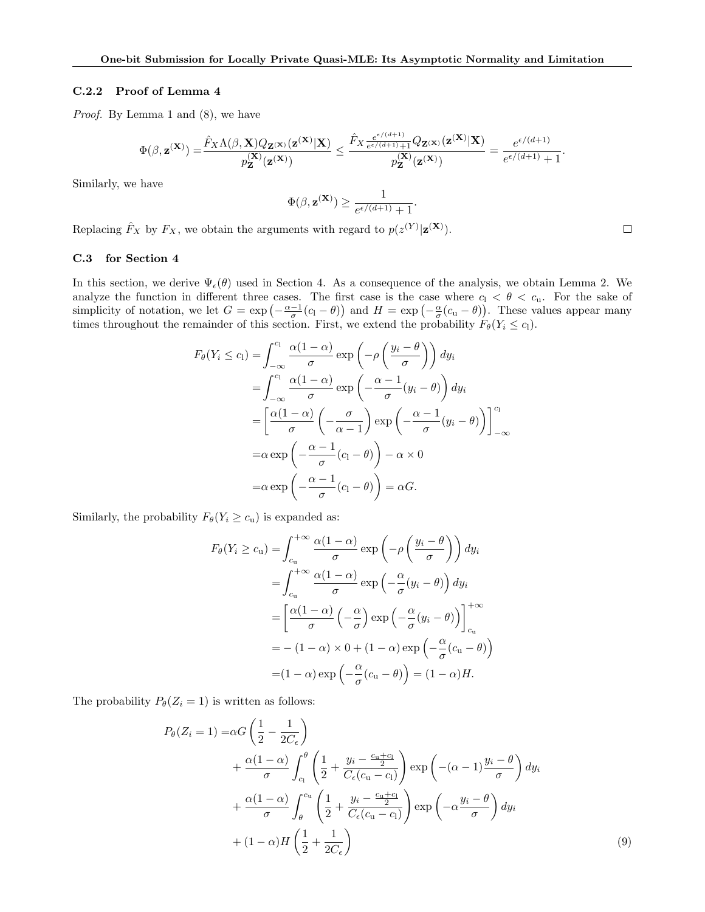### C.2.2 Proof of Lemma 4

*Proof.* By Lemma 1 and (8), we have

$$\Phi(\beta, \mathbf{z}^{(\mathbf{X})}) = \frac{\hat{F}_X \Lambda(\beta, \mathbf{X}) Q_{\mathbf{Z}^{(\mathbf{X})}}(\mathbf{z}^{(\mathbf{X})}|\mathbf{X})}{p_{\mathbf{Z}}^{(\mathbf{X})}(\mathbf{z}^{(\mathbf{X})})} \leq \frac{\hat{F}_X \frac{e^{\epsilon/(d+1)}}{e^{\epsilon/(d+1)}+1} Q_{\mathbf{Z}^{(\mathbf{X})}}(\mathbf{z}^{(\mathbf{X})}|\mathbf{X})}{p_{\mathbf{Z}}^{(\mathbf{X})}(\mathbf{z}^{(\mathbf{X})})} = \frac{e^{\epsilon/(d+1)}}{e^{\epsilon/(d+1)}+1}.$$

Similarly, we have

$$\Phi(\beta, \mathbf{z}^{(\mathbf{X})}) \geq \frac{1}{e^{\epsilon/(d+1)}+1}.$$

Replacing $\hat{F}_X$ by $F_X$, we obtain the arguments with regard to $p(z^{(Y)}|\mathbf{z}^{(\mathbf{X})})$. ∎

### C.3 for Section 4

In this section, we derive $\Psi_\epsilon(\theta)$ used in Section 4. As a consequence of the analysis, we obtain Lemma 2. We analyze the function in different three cases. The first case is the case where $c_l < \theta < c_u$. For the sake of simplicity of notation, we let $G = \exp\left(-\frac{\alpha-1}{\sigma}(c_l - \theta)\right)$ and $H = \exp\left(-\frac{\alpha}{\sigma}(c_u - \theta)\right)$. These values appear many times throughout the remainder of this section. First, we extend the probability $F_\theta(Y_i \leq c_l)$.

$$\begin{aligned}
F_\theta(Y_i \leq c_l) =& \int_{-\infty}^{c_l} \frac{\alpha(1-\alpha)}{\sigma} \exp\left(-\rho\left(\frac{y_i - \theta}{\sigma}\right)\right) dy_i \\
=& \int_{-\infty}^{c_l} \frac{\alpha(1-\alpha)}{\sigma} \exp\left(-\frac{\alpha-1}{\sigma}(y_i - \theta)\right) dy_i \\
=& \left[\frac{\alpha(1-\alpha)}{\sigma}\left(-\frac{\sigma}{\alpha-1}\right) \exp\left(-\frac{\alpha-1}{\sigma}(y_i - \theta)\right)\right]_{-\infty}^{c_l} \\
=& \alpha \exp\left(-\frac{\alpha-1}{\sigma}(c_l - \theta)\right) - \alpha \times 0 \\
=& \alpha \exp\left(-\frac{\alpha-1}{\sigma}(c_l - \theta)\right) = \alpha G.
\end{aligned}$$

Similarly, the probability $F_\theta(Y_i \geq c_u)$ is expanded as:

$$\begin{aligned}
F_\theta(Y_i \geq c_u) =& \int_{c_u}^{+\infty} \frac{\alpha(1-\alpha)}{\sigma} \exp\left(-\rho\left(\frac{y_i - \theta}{\sigma}\right)\right) dy_i \\
=& \int_{c_u}^{+\infty} \frac{\alpha(1-\alpha)}{\sigma} \exp\left(-\frac{\alpha}{\sigma}(y_i - \theta)\right) dy_i \\
=& \left[\frac{\alpha(1-\alpha)}{\sigma}\left(-\frac{\alpha}{\sigma}\right) \exp\left(-\frac{\alpha}{\sigma}(y_i - \theta)\right)\right]_{c_u}^{+\infty} \\
=& -(1-\alpha) \times 0 + (1-\alpha) \exp\left(-\frac{\alpha}{\sigma}(c_u - \theta)\right) \\
=& (1-\alpha) \exp\left(-\frac{\alpha}{\sigma}(c_u - \theta)\right) = (1-\alpha)H.
\end{aligned}$$

The probability $P_\theta(Z_i = 1)$ is written as follows:

$$\begin{aligned}
P_\theta(Z_i = 1) =& \alpha G \left(\frac{1}{2} - \frac{1}{2C_\epsilon}\right) \\
&+ \frac{\alpha(1-\alpha)}{\sigma} \int_{c_l}^{\theta} \left(\frac{1}{2} + \frac{y_i - \frac{c_u + c_l}{2}}{C_\epsilon(c_u - c_l)}\right) \exp\left(-(\alpha-1)\frac{y_i - \theta}{\sigma}\right) dy_i \\
&+ \frac{\alpha(1-\alpha)}{\sigma} \int_{\theta}^{c_u} \left(\frac{1}{2} + \frac{y_i - \frac{c_u + c_l}{2}}{C_\epsilon(c_u - c_l)}\right) \exp\left(-\alpha\frac{y_i - \theta}{\sigma}\right) dy_i \\
&+ (1-\alpha)H\left(\frac{1}{2} + \frac{1}{2C_\epsilon}\right)
\end{aligned} \tag{9}$$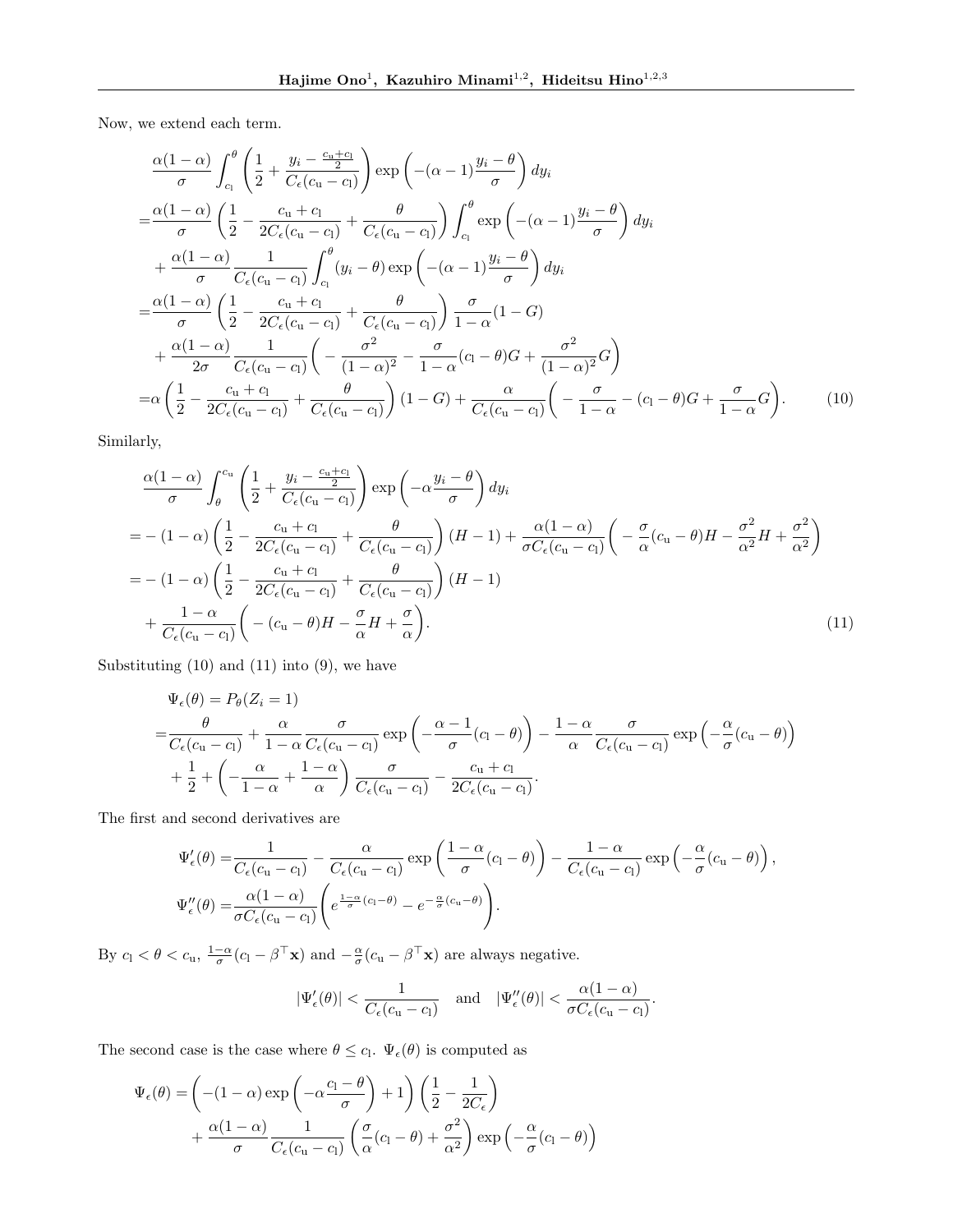Now, we extend each term.

$$
\begin{aligned}
&\frac{\alpha(1-\alpha)}{\sigma}\int_{c_\mathrm{l}}^{\theta}\left(\frac{1}{2}+\frac{y_i-\frac{c_\mathrm{u}+c_\mathrm{l}}{2}}{C_\epsilon(c_\mathrm{u}-c_\mathrm{l})}\right)\exp\left(-(\alpha-1)\frac{y_i-\theta}{\sigma}\right)dy_i\\
=&\frac{\alpha(1-\alpha)}{\sigma}\left(\frac{1}{2}-\frac{c_\mathrm{u}+c_\mathrm{l}}{2C_\epsilon(c_\mathrm{u}-c_\mathrm{l})}+\frac{\theta}{C_\epsilon(c_\mathrm{u}-c_\mathrm{l})}\right)\int_{c_\mathrm{l}}^{\theta}\exp\left(-(\alpha-1)\frac{y_i-\theta}{\sigma}\right)dy_i\\
&+\frac{\alpha(1-\alpha)}{\sigma}\frac{1}{C_\epsilon(c_\mathrm{u}-c_\mathrm{l})}\int_{c_\mathrm{l}}^{\theta}(y_i-\theta)\exp\left(-(\alpha-1)\frac{y_i-\theta}{\sigma}\right)dy_i\\
=&\frac{\alpha(1-\alpha)}{\sigma}\left(\frac{1}{2}-\frac{c_\mathrm{u}+c_\mathrm{l}}{2C_\epsilon(c_\mathrm{u}-c_\mathrm{l})}+\frac{\theta}{C_\epsilon(c_\mathrm{u}-c_\mathrm{l})}\right)\frac{\sigma}{1-\alpha}(1-G)\\
&+\frac{\alpha(1-\alpha)}{2\sigma}\frac{1}{C_\epsilon(c_\mathrm{u}-c_\mathrm{l})}\bigg(-\frac{\sigma^2}{(1-\alpha)^2}-\frac{\sigma}{1-\alpha}(c_\mathrm{l}-\theta)G+\frac{\sigma^2}{(1-\alpha)^2}G\bigg)\\
=&\alpha\left(\frac{1}{2}-\frac{c_\mathrm{u}+c_\mathrm{l}}{2C_\epsilon(c_\mathrm{u}-c_\mathrm{l})}+\frac{\theta}{C_\epsilon(c_\mathrm{u}-c_\mathrm{l})}\right)(1-G)+\frac{\alpha}{C_\epsilon(c_\mathrm{u}-c_\mathrm{l})}\bigg(-\frac{\sigma}{1-\alpha}-(c_\mathrm{l}-\theta)G+\frac{\sigma}{1-\alpha}G\bigg). \qquad (10)
\end{aligned}
$$

Similarly,

$$
\begin{aligned}
&\frac{\alpha(1-\alpha)}{\sigma}\int_{\theta}^{c_\mathrm{u}}\left(\frac{1}{2}+\frac{y_i-\frac{c_\mathrm{u}+c_\mathrm{l}}{2}}{C_\epsilon(c_\mathrm{u}-c_\mathrm{l})}\right)\exp\left(-\alpha\frac{y_i-\theta}{\sigma}\right)dy_i\\
=&-(1-\alpha)\left(\frac{1}{2}-\frac{c_\mathrm{u}+c_\mathrm{l}}{2C_\epsilon(c_\mathrm{u}-c_\mathrm{l})}+\frac{\theta}{C_\epsilon(c_\mathrm{u}-c_\mathrm{l})}\right)(H-1)+\frac{\alpha(1-\alpha)}{\sigma C_\epsilon(c_\mathrm{u}-c_\mathrm{l})}\bigg(-\frac{\sigma}{\alpha}(c_\mathrm{u}-\theta)H-\frac{\sigma^2}{\alpha^2}H+\frac{\sigma^2}{\alpha^2}\bigg)\\
=&-(1-\alpha)\left(\frac{1}{2}-\frac{c_\mathrm{u}+c_\mathrm{l}}{2C_\epsilon(c_\mathrm{u}-c_\mathrm{l})}+\frac{\theta}{C_\epsilon(c_\mathrm{u}-c_\mathrm{l})}\right)(H-1)\\
&+\frac{1-\alpha}{C_\epsilon(c_\mathrm{u}-c_\mathrm{l})}\bigg(-(c_\mathrm{u}-\theta)H-\frac{\sigma}{\alpha}H+\frac{\sigma}{\alpha}\bigg). \qquad (11)
\end{aligned}
$$

Substituting (10) and (11) into (9), we have

$$
\begin{aligned}
&\Psi_\epsilon(\theta)=P_\theta(Z_i=1)\\
=&\frac{\theta}{C_\epsilon(c_\mathrm{u}-c_\mathrm{l})}+\frac{\alpha}{1-\alpha}\frac{\sigma}{C_\epsilon(c_\mathrm{u}-c_\mathrm{l})}\exp\left(-\frac{\alpha-1}{\sigma}(c_\mathrm{l}-\theta)\right)-\frac{1-\alpha}{\alpha}\frac{\sigma}{C_\epsilon(c_\mathrm{u}-c_\mathrm{l})}\exp\Big(-\frac{\alpha}{\sigma}(c_\mathrm{u}-\theta)\Big)\\
&+\frac{1}{2}+\left(-\frac{\alpha}{1-\alpha}+\frac{1-\alpha}{\alpha}\right)\frac{\sigma}{C_\epsilon(c_\mathrm{u}-c_\mathrm{l})}-\frac{c_\mathrm{u}+c_\mathrm{l}}{2C_\epsilon(c_\mathrm{u}-c_\mathrm{l})}.
\end{aligned}
$$

The first and second derivatives are

$$
\begin{aligned}
\Psi'_\epsilon(\theta)=&\frac{1}{C_\epsilon(c_\mathrm{u}-c_\mathrm{l})}-\frac{\alpha}{C_\epsilon(c_\mathrm{u}-c_\mathrm{l})}\exp\left(\frac{1-\alpha}{\sigma}(c_\mathrm{l}-\theta)\right)-\frac{1-\alpha}{C_\epsilon(c_\mathrm{u}-c_\mathrm{l})}\exp\Big(-\frac{\alpha}{\sigma}(c_\mathrm{u}-\theta)\Big),\\
\Psi''_\epsilon(\theta)=&\frac{\alpha(1-\alpha)}{\sigma C_\epsilon(c_\mathrm{u}-c_\mathrm{l})}\bigg(e^{\frac{1-\alpha}{\sigma}(c_\mathrm{l}-\theta)}-e^{-\frac{\alpha}{\sigma}(c_\mathrm{u}-\theta)}\bigg).
\end{aligned}
$$

By $c_\mathrm{l}<\theta<c_\mathrm{u}$, $\frac{1-\alpha}{\sigma}(c_\mathrm{l}-\beta^\top\mathbf{x})$ and $-\frac{\alpha}{\sigma}(c_\mathrm{u}-\beta^\top\mathbf{x})$ are always negative.

$$
|\Psi'_\epsilon(\theta)|<\frac{1}{C_\epsilon(c_\mathrm{u}-c_\mathrm{l})}\quad\text{and}\quad|\Psi''_\epsilon(\theta)|<\frac{\alpha(1-\alpha)}{\sigma C_\epsilon(c_\mathrm{u}-c_\mathrm{l})}.
$$

The second case is the case where $\theta\le c_\mathrm{l}$. $\Psi_\epsilon(\theta)$ is computed as

$$
\begin{aligned}
\Psi_\epsilon(\theta)=&\left(-(1-\alpha)\exp\left(-\alpha\frac{c_\mathrm{l}-\theta}{\sigma}\right)+1\right)\left(\frac{1}{2}-\frac{1}{2C_\epsilon}\right)\\
&+\frac{\alpha(1-\alpha)}{\sigma}\frac{1}{C_\epsilon(c_\mathrm{u}-c_\mathrm{l})}\left(\frac{\sigma}{\alpha}(c_\mathrm{l}-\theta)+\frac{\sigma^2}{\alpha^2}\right)\exp\Big(-\frac{\alpha}{\sigma}(c_\mathrm{l}-\theta)\Big)
\end{aligned}
$$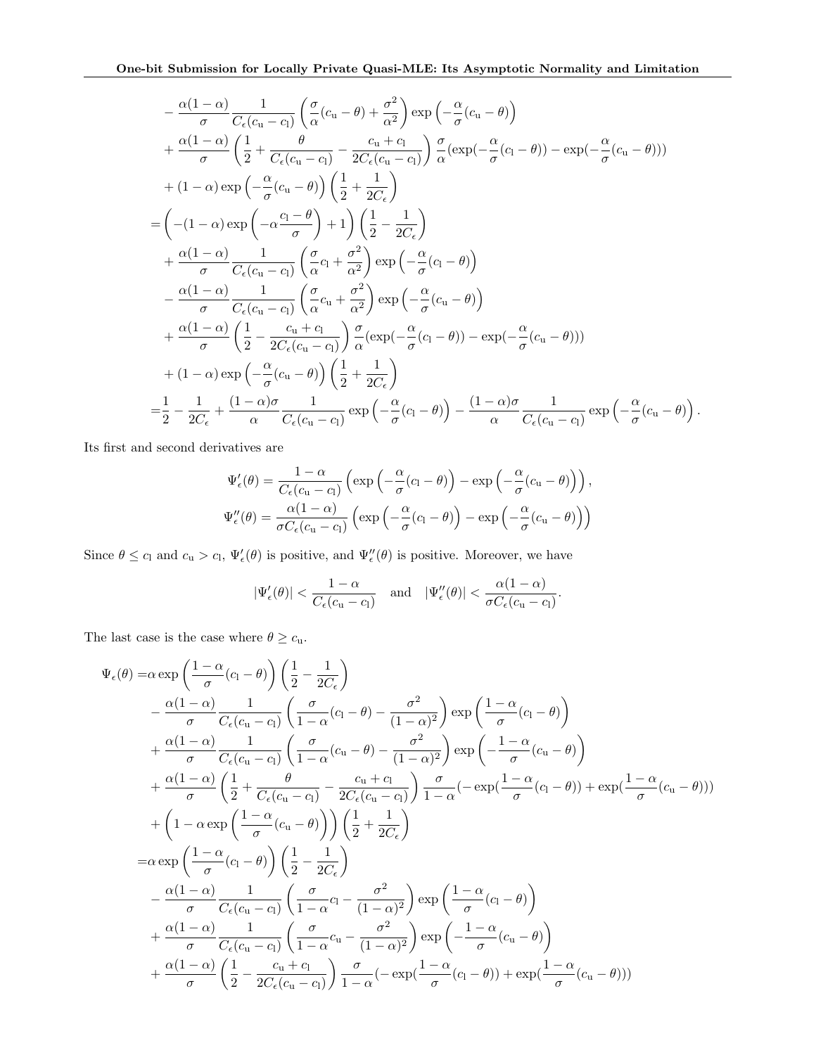$$
\begin{aligned}
&- \frac{\alpha(1-\alpha)}{\sigma} \frac{1}{C_\epsilon(c_\mathrm{u} - c_\mathrm{l})} \left( \frac{\sigma}{\alpha}(c_\mathrm{u} - \theta) + \frac{\sigma^2}{\alpha^2} \right) \exp\left( -\frac{\alpha}{\sigma}(c_\mathrm{u} - \theta) \right) \\
&+ \frac{\alpha(1-\alpha)}{\sigma} \left( \frac{1}{2} + \frac{\theta}{C_\epsilon(c_\mathrm{u} - c_\mathrm{l})} - \frac{c_\mathrm{u} + c_\mathrm{l}}{2C_\epsilon(c_\mathrm{u} - c_\mathrm{l})} \right) \frac{\sigma}{\alpha} (\exp(-\frac{\alpha}{\sigma}(c_\mathrm{l} - \theta)) - \exp(-\frac{\alpha}{\sigma}(c_\mathrm{u} - \theta))) \\
&+ (1-\alpha) \exp\left( -\frac{\alpha}{\sigma}(c_\mathrm{u} - \theta) \right) \left( \frac{1}{2} + \frac{1}{2C_\epsilon} \right) \\
=& \left( -(1-\alpha) \exp\left( -\alpha \frac{c_\mathrm{l} - \theta}{\sigma} \right) + 1 \right) \left( \frac{1}{2} - \frac{1}{2C_\epsilon} \right) \\
&+ \frac{\alpha(1-\alpha)}{\sigma} \frac{1}{C_\epsilon(c_\mathrm{u} - c_\mathrm{l})} \left( \frac{\sigma}{\alpha} c_\mathrm{l} + \frac{\sigma^2}{\alpha^2} \right) \exp\left( -\frac{\alpha}{\sigma}(c_\mathrm{l} - \theta) \right) \\
&- \frac{\alpha(1-\alpha)}{\sigma} \frac{1}{C_\epsilon(c_\mathrm{u} - c_\mathrm{l})} \left( \frac{\sigma}{\alpha} c_\mathrm{u} + \frac{\sigma^2}{\alpha^2} \right) \exp\left( -\frac{\alpha}{\sigma}(c_\mathrm{u} - \theta) \right) \\
&+ \frac{\alpha(1-\alpha)}{\sigma} \left( \frac{1}{2} - \frac{c_\mathrm{u} + c_\mathrm{l}}{2C_\epsilon(c_\mathrm{u} - c_\mathrm{l})} \right) \frac{\sigma}{\alpha} (\exp(-\frac{\alpha}{\sigma}(c_\mathrm{l} - \theta)) - \exp(-\frac{\alpha}{\sigma}(c_\mathrm{u} - \theta))) \\
&+ (1-\alpha) \exp\left( -\frac{\alpha}{\sigma}(c_\mathrm{u} - \theta) \right) \left( \frac{1}{2} + \frac{1}{2C_\epsilon} \right) \\
=& \frac{1}{2} - \frac{1}{2C_\epsilon} + \frac{(1-\alpha)\sigma}{\alpha} \frac{1}{C_\epsilon(c_\mathrm{u} - c_\mathrm{l})} \exp\left( -\frac{\alpha}{\sigma}(c_\mathrm{l} - \theta) \right) - \frac{(1-\alpha)\sigma}{\alpha} \frac{1}{C_\epsilon(c_\mathrm{u} - c_\mathrm{l})} \exp\left( -\frac{\alpha}{\sigma}(c_\mathrm{u} - \theta) \right).
\end{aligned}
$$

Its first and second derivatives are

$$
\Psi'_\epsilon(\theta) = \frac{1-\alpha}{C_\epsilon(c_\mathrm{u} - c_\mathrm{l})} \left( \exp\left( -\frac{\alpha}{\sigma}(c_\mathrm{l} - \theta) \right) - \exp\left( -\frac{\alpha}{\sigma}(c_\mathrm{u} - \theta) \right) \right),
$$

$$
\Psi''_\epsilon(\theta) = \frac{\alpha(1-\alpha)}{\sigma C_\epsilon(c_\mathrm{u} - c_\mathrm{l})} \left( \exp\left( -\frac{\alpha}{\sigma}(c_\mathrm{l} - \theta) \right) - \exp\left( -\frac{\alpha}{\sigma}(c_\mathrm{u} - \theta) \right) \right)
$$

Since $\theta \le c_\mathrm{l}$ and $c_\mathrm{u} > c_\mathrm{l}$, $\Psi'_\epsilon(\theta)$ is positive, and $\Psi''_\epsilon(\theta)$ is positive. Moreover, we have

$$
|\Psi'_\epsilon(\theta)| < \frac{1-\alpha}{C_\epsilon(c_\mathrm{u} - c_\mathrm{l})} \quad \text{and} \quad |\Psi''_\epsilon(\theta)| < \frac{\alpha(1-\alpha)}{\sigma C_\epsilon(c_\mathrm{u} - c_\mathrm{l})}.
$$

The last case is the case where $\theta \ge c_\mathrm{u}$.

$$
\begin{aligned}
\Psi_\epsilon(\theta) =& \alpha \exp\left( \frac{1-\alpha}{\sigma}(c_\mathrm{l} - \theta) \right) \left( \frac{1}{2} - \frac{1}{2C_\epsilon} \right) \\
&- \frac{\alpha(1-\alpha)}{\sigma} \frac{1}{C_\epsilon(c_\mathrm{u} - c_\mathrm{l})} \left( \frac{\sigma}{1-\alpha}(c_\mathrm{l} - \theta) - \frac{\sigma^2}{(1-\alpha)^2} \right) \exp\left( \frac{1-\alpha}{\sigma}(c_\mathrm{l} - \theta) \right) \\
&+ \frac{\alpha(1-\alpha)}{\sigma} \frac{1}{C_\epsilon(c_\mathrm{u} - c_\mathrm{l})} \left( \frac{\sigma}{1-\alpha}(c_\mathrm{u} - \theta) - \frac{\sigma^2}{(1-\alpha)^2} \right) \exp\left( -\frac{1-\alpha}{\sigma}(c_\mathrm{u} - \theta) \right) \\
&+ \frac{\alpha(1-\alpha)}{\sigma} \left( \frac{1}{2} + \frac{\theta}{C_\epsilon(c_\mathrm{u} - c_\mathrm{l})} - \frac{c_\mathrm{u} + c_\mathrm{l}}{2C_\epsilon(c_\mathrm{u} - c_\mathrm{l})} \right) \frac{\sigma}{1-\alpha} (-\exp(\frac{1-\alpha}{\sigma}(c_\mathrm{l} - \theta)) + \exp(\frac{1-\alpha}{\sigma}(c_\mathrm{u} - \theta))) \\
&+ \left( 1 - \alpha \exp\left( \frac{1-\alpha}{\sigma}(c_\mathrm{u} - \theta) \right) \right) \left( \frac{1}{2} + \frac{1}{2C_\epsilon} \right) \\
=& \alpha \exp\left( \frac{1-\alpha}{\sigma}(c_\mathrm{l} - \theta) \right) \left( \frac{1}{2} - \frac{1}{2C_\epsilon} \right) \\
&- \frac{\alpha(1-\alpha)}{\sigma} \frac{1}{C_\epsilon(c_\mathrm{u} - c_\mathrm{l})} \left( \frac{\sigma}{1-\alpha} c_\mathrm{l} - \frac{\sigma^2}{(1-\alpha)^2} \right) \exp\left( \frac{1-\alpha}{\sigma}(c_\mathrm{l} - \theta) \right) \\
&+ \frac{\alpha(1-\alpha)}{\sigma} \frac{1}{C_\epsilon(c_\mathrm{u} - c_\mathrm{l})} \left( \frac{\sigma}{1-\alpha} c_\mathrm{u} - \frac{\sigma^2}{(1-\alpha)^2} \right) \exp\left( -\frac{1-\alpha}{\sigma}(c_\mathrm{u} - \theta) \right) \\
&+ \frac{\alpha(1-\alpha)}{\sigma} \left( \frac{1}{2} - \frac{c_\mathrm{u} + c_\mathrm{l}}{2C_\epsilon(c_\mathrm{u} - c_\mathrm{l})} \right) \frac{\sigma}{1-\alpha} (-\exp(\frac{1-\alpha}{\sigma}(c_\mathrm{l} - \theta)) + \exp(\frac{1-\alpha}{\sigma}(c_\mathrm{u} - \theta)))
\end{aligned}
$$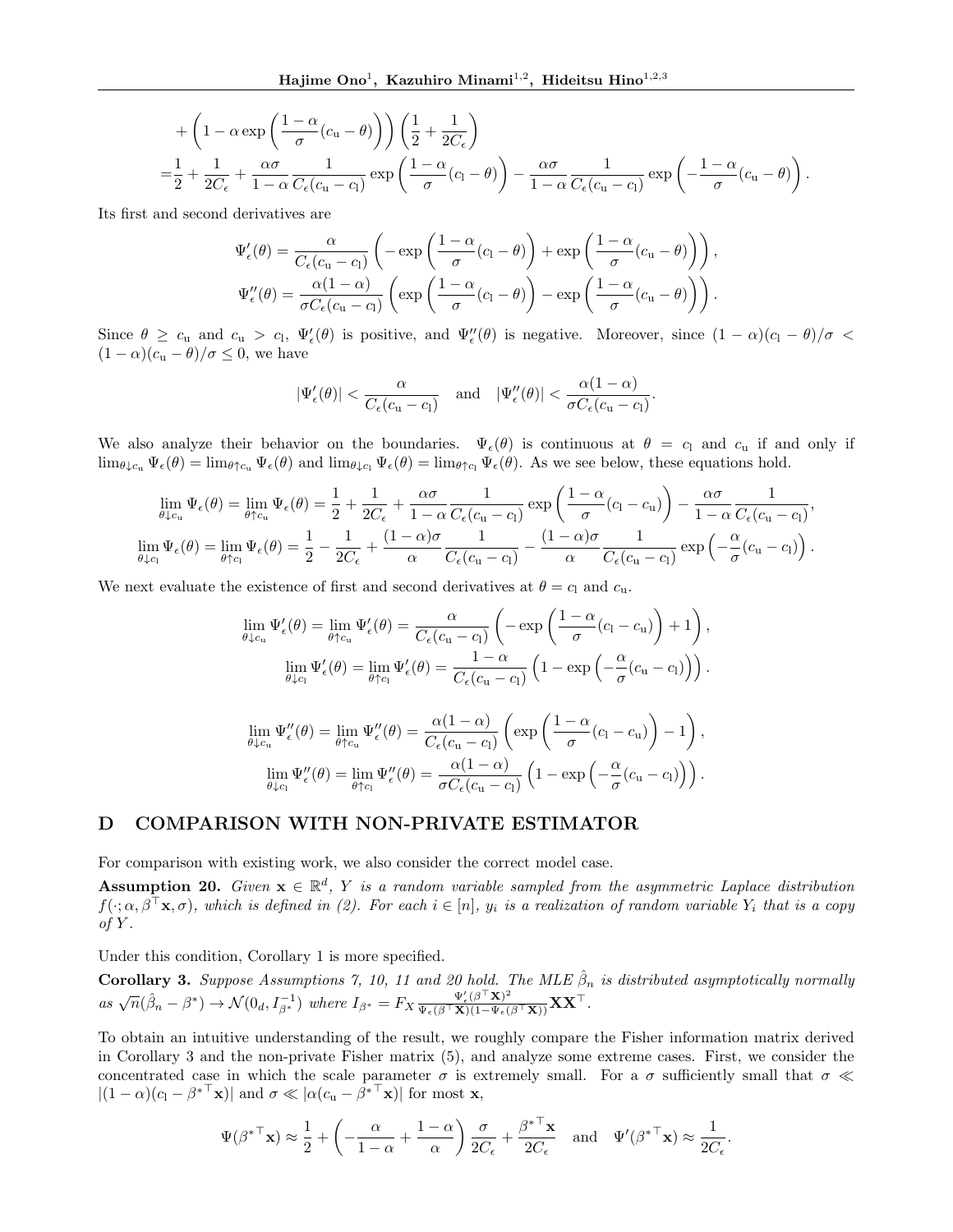$$
\begin{aligned}
&+\left(1-\alpha\exp\left(\frac{1-\alpha}{\sigma}(c_{\mathrm{u}}-\theta)\right)\right)\left(\frac{1}{2}+\frac{1}{2C_\epsilon}\right)\\
=&\frac{1}{2}+\frac{1}{2C_\epsilon}+\frac{\alpha\sigma}{1-\alpha}\frac{1}{C_\epsilon(c_{\mathrm{u}}-c_{\mathrm{l}})}\exp\left(\frac{1-\alpha}{\sigma}(c_{\mathrm{l}}-\theta)\right)-\frac{\alpha\sigma}{1-\alpha}\frac{1}{C_\epsilon(c_{\mathrm{u}}-c_{\mathrm{l}})}\exp\left(-\frac{1-\alpha}{\sigma}(c_{\mathrm{u}}-\theta)\right).
\end{aligned}
$$

Its first and second derivatives are

$$
\Psi'_\epsilon(\theta)=\frac{\alpha}{C_\epsilon(c_{\mathrm{u}}-c_{\mathrm{l}})}\left(-\exp\left(\frac{1-\alpha}{\sigma}(c_{\mathrm{l}}-\theta)\right)+\exp\left(\frac{1-\alpha}{\sigma}(c_{\mathrm{u}}-\theta)\right)\right),
$$

$$
\Psi''_\epsilon(\theta)=\frac{\alpha(1-\alpha)}{\sigma C_\epsilon(c_{\mathrm{u}}-c_{\mathrm{l}})}\left(\exp\left(\frac{1-\alpha}{\sigma}(c_{\mathrm{l}}-\theta)\right)-\exp\left(\frac{1-\alpha}{\sigma}(c_{\mathrm{u}}-\theta)\right)\right).
$$

Since $\theta\geq c_{\mathrm{u}}$ and $c_{\mathrm{u}}>c_{\mathrm{l}}$, $\Psi'_\epsilon(\theta)$ is positive, and $\Psi''_\epsilon(\theta)$ is negative. Moreover, since $(1-\alpha)(c_{\mathrm{l}}-\theta)/\sigma<(1-\alpha)(c_{\mathrm{u}}-\theta)/\sigma\leq 0$, we have

$$
|\Psi'_\epsilon(\theta)|<\frac{\alpha}{C_\epsilon(c_{\mathrm{u}}-c_{\mathrm{l}})}\quad\text{and}\quad|\Psi''_\epsilon(\theta)|<\frac{\alpha(1-\alpha)}{\sigma C_\epsilon(c_{\mathrm{u}}-c_{\mathrm{l}})}.
$$

We also analyze their behavior on the boundaries. $\Psi_\epsilon(\theta)$ is continuous at $\theta=c_{\mathrm{l}}$ and $c_{\mathrm{u}}$ if and only if $\lim_{\theta\downarrow c_{\mathrm{u}}}\Psi_\epsilon(\theta)=\lim_{\theta\uparrow c_{\mathrm{u}}}\Psi_\epsilon(\theta)$ and $\lim_{\theta\downarrow c_{\mathrm{l}}}\Psi_\epsilon(\theta)=\lim_{\theta\uparrow c_{\mathrm{l}}}\Psi_\epsilon(\theta)$. As we see below, these equations hold.

$$
\lim_{\theta\downarrow c_{\mathrm{u}}}\Psi_\epsilon(\theta)=\lim_{\theta\uparrow c_{\mathrm{u}}}\Psi_\epsilon(\theta)=\frac{1}{2}+\frac{1}{2C_\epsilon}+\frac{\alpha\sigma}{1-\alpha}\frac{1}{C_\epsilon(c_{\mathrm{u}}-c_{\mathrm{l}})}\exp\left(\frac{1-\alpha}{\sigma}(c_{\mathrm{l}}-c_{\mathrm{u}})\right)-\frac{\alpha\sigma}{1-\alpha}\frac{1}{C_\epsilon(c_{\mathrm{u}}-c_{\mathrm{l}})},
$$

$$
\lim_{\theta\downarrow c_{\mathrm{l}}}\Psi_\epsilon(\theta)=\lim_{\theta\uparrow c_{\mathrm{l}}}\Psi_\epsilon(\theta)=\frac{1}{2}-\frac{1}{2C_\epsilon}+\frac{(1-\alpha)\sigma}{\alpha}\frac{1}{C_\epsilon(c_{\mathrm{u}}-c_{\mathrm{l}})}-\frac{(1-\alpha)\sigma}{\alpha}\frac{1}{C_\epsilon(c_{\mathrm{u}}-c_{\mathrm{l}})}\exp\left(-\frac{\alpha}{\sigma}(c_{\mathrm{u}}-c_{\mathrm{l}})\right).
$$

We next evaluate the existence of first and second derivatives at $\theta=c_{\mathrm{l}}$ and $c_{\mathrm{u}}$.

$$
\lim_{\theta\downarrow c_{\mathrm{u}}}\Psi'_\epsilon(\theta)=\lim_{\theta\uparrow c_{\mathrm{u}}}\Psi'_\epsilon(\theta)=\frac{\alpha}{C_\epsilon(c_{\mathrm{u}}-c_{\mathrm{l}})}\left(-\exp\left(\frac{1-\alpha}{\sigma}(c_{\mathrm{l}}-c_{\mathrm{u}})\right)+1\right),
$$

$$
\lim_{\theta\downarrow c_{\mathrm{l}}}\Psi'_\epsilon(\theta)=\lim_{\theta\uparrow c_{\mathrm{l}}}\Psi'_\epsilon(\theta)=\frac{1-\alpha}{C_\epsilon(c_{\mathrm{u}}-c_{\mathrm{l}})}\left(1-\exp\left(-\frac{\alpha}{\sigma}(c_{\mathrm{u}}-c_{\mathrm{l}})\right)\right).
$$

$$
\lim_{\theta\downarrow c_{\mathrm{u}}}\Psi''_\epsilon(\theta)=\lim_{\theta\uparrow c_{\mathrm{u}}}\Psi''_\epsilon(\theta)=\frac{\alpha(1-\alpha)}{C_\epsilon(c_{\mathrm{u}}-c_{\mathrm{l}})}\left(\exp\left(\frac{1-\alpha}{\sigma}(c_{\mathrm{l}}-c_{\mathrm{u}})\right)-1\right),
$$

$$
\lim_{\theta\downarrow c_{\mathrm{l}}}\Psi''_\epsilon(\theta)=\lim_{\theta\uparrow c_{\mathrm{l}}}\Psi''_\epsilon(\theta)=\frac{\alpha(1-\alpha)}{\sigma C_\epsilon(c_{\mathrm{u}}-c_{\mathrm{l}})}\left(1-\exp\left(-\frac{\alpha}{\sigma}(c_{\mathrm{u}}-c_{\mathrm{l}})\right)\right).
$$

# D COMPARISON WITH NON-PRIVATE ESTIMATOR

For comparison with existing work, we also consider the correct model case.

**Assumption 20.** *Given $\mathbf{x}\in\mathbb{R}^d$, $Y$ is a random variable sampled from the asymmetric Laplace distribution $f(\cdot;\alpha,\beta^\top\mathbf{x},\sigma)$, which is defined in (2). For each $i\in[n]$, $y_i$ is a realization of random variable $Y_i$ that is a copy of $Y$.*

Under this condition, Corollary 1 is more specified.

**Corollary 3.** *Suppose Assumptions 7, 10, 11 and 20 hold. The MLE $\hat{\beta}_n$ is distributed asymptotically normally as $\sqrt{n}(\hat{\beta}_n-\beta^*)\to\mathcal{N}(0_d,I_{\beta^*}^{-1})$ where $I_{\beta^*}=F_X\frac{\Psi'_\epsilon(\beta^\top\mathbf{X})^2}{\Psi_\epsilon(\beta^\top\mathbf{X})(1-\Psi_\epsilon(\beta^\top\mathbf{X}))}\mathbf{X}\mathbf{X}^\top$.*

To obtain an intuitive understanding of the result, we roughly compare the Fisher information matrix derived in Corollary 3 and the non-private Fisher matrix (5), and analyze some extreme cases. First, we consider the concentrated case in which the scale parameter $\sigma$ is extremely small. For a $\sigma$ sufficiently small that $\sigma\ll|(1-\alpha)(c_{\mathrm{l}}-\beta^{*\top}\mathbf{x})|$ and $\sigma\ll|\alpha(c_{\mathrm{u}}-\beta^{*\top}\mathbf{x})|$ for most $\mathbf{x}$,

$$
\Psi(\beta^{*\top}\mathbf{x})\approx\frac{1}{2}+\left(-\frac{\alpha}{1-\alpha}+\frac{1-\alpha}{\alpha}\right)\frac{\sigma}{2C_\epsilon}+\frac{\beta^{*\top}\mathbf{x}}{2C_\epsilon}\quad\text{and}\quad\Psi'(\beta^{*\top}\mathbf{x})\approx\frac{1}{2C_\epsilon}.
$$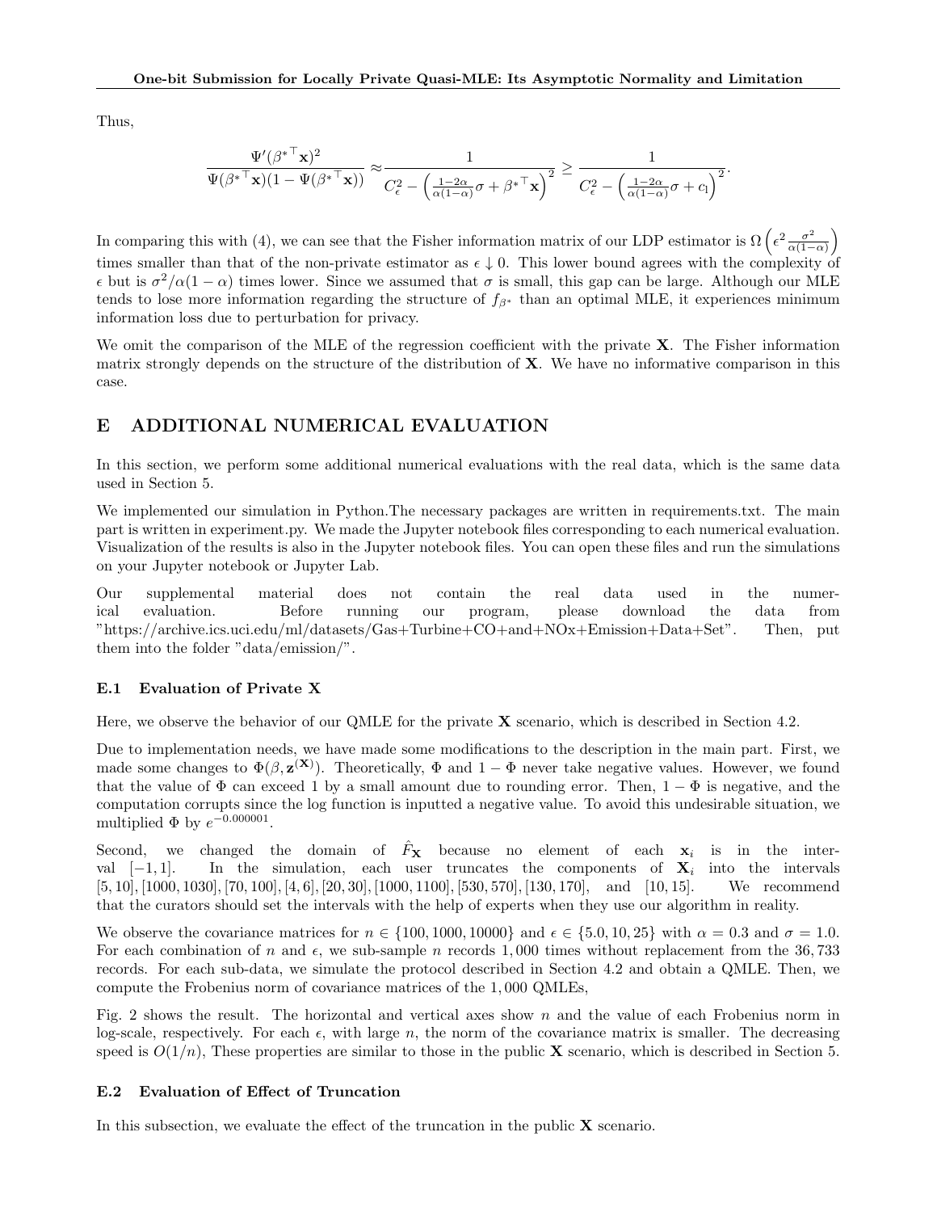Thus,

$$\frac{\Psi'(\beta^{*\top}\mathbf{x})^2}{\Psi(\beta^{*\top}\mathbf{x})(1-\Psi(\beta^{*\top}\mathbf{x}))} \approx \frac{1}{C_\epsilon^2 - \left(\frac{1-2\alpha}{\alpha(1-\alpha)}\sigma + \beta^{*\top}\mathbf{x}\right)^2} \geq \frac{1}{C_\epsilon^2 - \left(\frac{1-2\alpha}{\alpha(1-\alpha)}\sigma + c_1\right)^2}.$$

In comparing this with (4), we can see that the Fisher information matrix of our LDP estimator is $\Omega\left(\epsilon^2 \frac{\sigma^2}{\alpha(1-\alpha)}\right)$ times smaller than that of the non-private estimator as $\epsilon \downarrow 0$. This lower bound agrees with the complexity of $\epsilon$ but is $\sigma^2/\alpha(1-\alpha)$ times lower. Since we assumed that $\sigma$ is small, this gap can be large. Although our MLE tends to lose more information regarding the structure of $f_{\beta^*}$ than an optimal MLE, it experiences minimum information loss due to perturbation for privacy.

We omit the comparison of the MLE of the regression coefficient with the private $\mathbf{X}$. The Fisher information matrix strongly depends on the structure of the distribution of $\mathbf{X}$. We have no informative comparison in this case.

# E ADDITIONAL NUMERICAL EVALUATION

In this section, we perform some additional numerical evaluations with the real data, which is the same data used in Section 5.

We implemented our simulation in Python.The necessary packages are written in requirements.txt. The main part is written in experiment.py. We made the Jupyter notebook files corresponding to each numerical evaluation. Visualization of the results is also in the Jupyter notebook files. You can open these files and run the simulations on your Jupyter notebook or Jupyter Lab.

Our supplemental material does not contain the real data used in the numerical evaluation. Before running our program, please download the data from "https://archive.ics.uci.edu/ml/datasets/Gas+Turbine+CO+and+NOx+Emission+Data+Set". Then, put them into the folder "data/emission/".

## E.1 Evaluation of Private X

Here, we observe the behavior of our QMLE for the private $\mathbf{X}$ scenario, which is described in Section 4.2.

Due to implementation needs, we have made some modifications to the description in the main part. First, we made some changes to $\Phi(\beta, \mathbf{z}^{(\mathbf{X})})$. Theoretically, $\Phi$ and $1-\Phi$ never take negative values. However, we found that the value of $\Phi$ can exceed 1 by a small amount due to rounding error. Then, $1-\Phi$ is negative, and the computation corrupts since the log function is inputted a negative value. To avoid this undesirable situation, we multiplied $\Phi$ by $e^{-0.000001}$.

Second, we changed the domain of $\hat{F}_{\mathbf{X}}$ because no element of each $\mathbf{x}_i$ is in the interval $[-1, 1]$. In the simulation, each user truncates the components of $\mathbf{X}_i$ into the intervals $[5, 10], [1000, 1030], [70, 100], [4, 6], [20, 30], [1000, 1100], [530, 570], [130, 170]$, and $[10, 15]$. We recommend that the curators should set the intervals with the help of experts when they use our algorithm in reality.

We observe the covariance matrices for $n \in \{100, 1000, 10000\}$ and $\epsilon \in \{5.0, 10, 25\}$ with $\alpha = 0.3$ and $\sigma = 1.0$. For each combination of $n$ and $\epsilon$, we sub-sample $n$ records $1,000$ times without replacement from the $36,733$ records. For each sub-data, we simulate the protocol described in Section 4.2 and obtain a QMLE. Then, we compute the Frobenius norm of covariance matrices of the $1,000$ QMLEs,

Fig. 2 shows the result. The horizontal and vertical axes show $n$ and the value of each Frobenius norm in log-scale, respectively. For each $\epsilon$, with large $n$, the norm of the covariance matrix is smaller. The decreasing speed is $O(1/n)$, These properties are similar to those in the public $\mathbf{X}$ scenario, which is described in Section 5.

## E.2 Evaluation of Effect of Truncation

In this subsection, we evaluate the effect of the truncation in the public $\mathbf{X}$ scenario.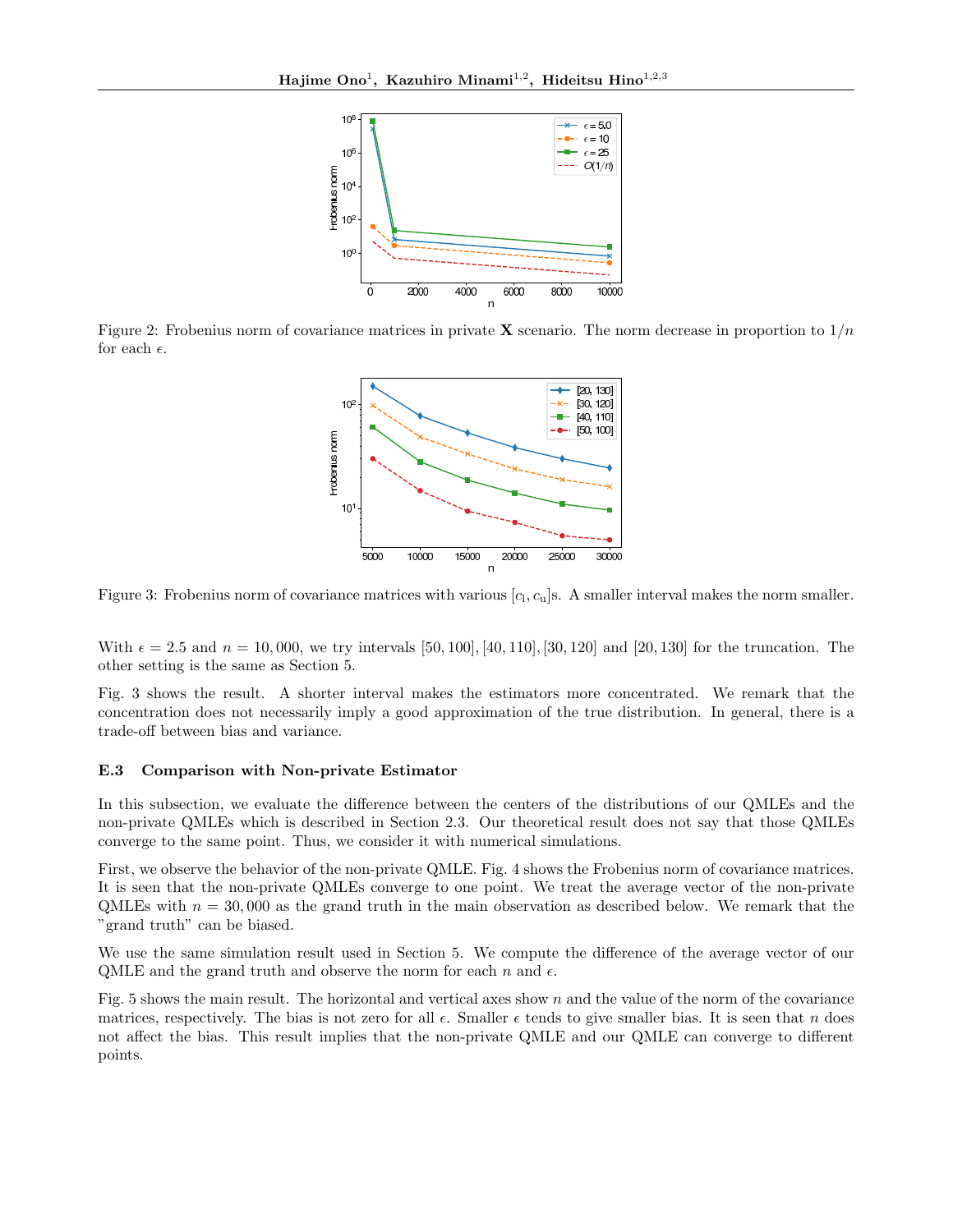Figure 2: Frobenius norm of covariance matrices in private $\mathbf{X}$ scenario. The norm decrease in proportion to $1/n$ for each $\epsilon$.

Figure 3: Frobenius norm of covariance matrices with various $[c_\mathrm{l}, c_\mathrm{u}]$s. A smaller interval makes the norm smaller.

With $\epsilon = 2.5$ and $n = 10,000$, we try intervals $[50, 100], [40, 110], [30, 120]$ and $[20, 130]$ for the truncation. The other setting is the same as Section 5.

Fig. 3 shows the result. A shorter interval makes the estimators more concentrated. We remark that the concentration does not necessarily imply a good approximation of the true distribution. In general, there is a trade-off between bias and variance.

### E.3 Comparison with Non-private Estimator

In this subsection, we evaluate the difference between the centers of the distributions of our QMLEs and the non-private QMLEs which is described in Section 2.3. Our theoretical result does not say that those QMLEs converge to the same point. Thus, we consider it with numerical simulations.

First, we observe the behavior of the non-private QMLE. Fig. 4 shows the Frobenius norm of covariance matrices. It is seen that the non-private QMLEs converge to one point. We treat the average vector of the non-private QMLEs with $n = 30,000$ as the grand truth in the main observation as described below. We remark that the "grand truth" can be biased.

We use the same simulation result used in Section 5. We compute the difference of the average vector of our QMLE and the grand truth and observe the norm for each $n$ and $\epsilon$.

Fig. 5 shows the main result. The horizontal and vertical axes show $n$ and the value of the norm of the covariance matrices, respectively. The bias is not zero for all $\epsilon$. Smaller $\epsilon$ tends to give smaller bias. It is seen that $n$ does not affect the bias. This result implies that the non-private QMLE and our QMLE can converge to different points.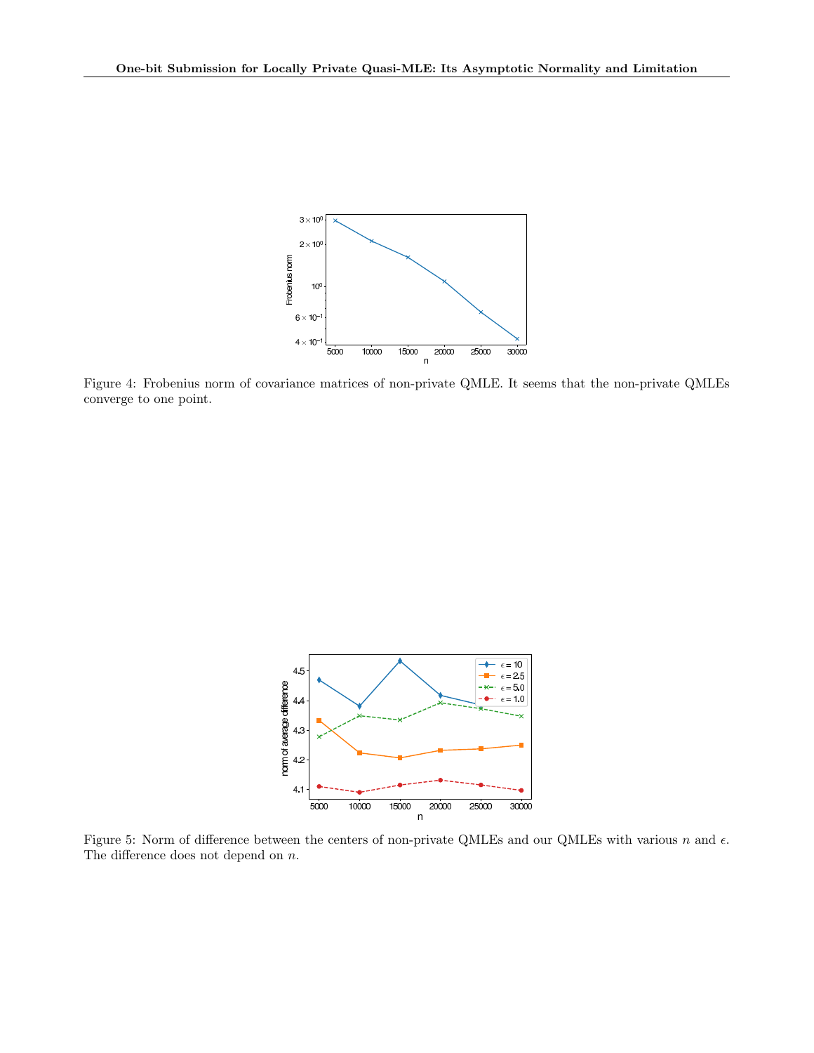$3 \times 10^0$

$2 \times 10^0$

$10^0$

$6 \times 10^{-1}$

$4 \times 10^{-1}$

Frobenius norm

5000 10000 15000 20000 25000 30000

n

Figure 4: Frobenius norm of covariance matrices of non-private QMLE. It seems that the non-private QMLEs converge to one point.

4.5

4.4

4.3

4.2

4.1

norm of average difference

5000 10000 15000 20000 25000 30000

n

$\epsilon = 10$

$\epsilon = 2.5$

$\epsilon = 5.0$

$\epsilon = 1.0$

Figure 5: Norm of difference between the centers of non-private QMLEs and our QMLEs with various $n$ and $\epsilon$. The difference does not depend on $n$.